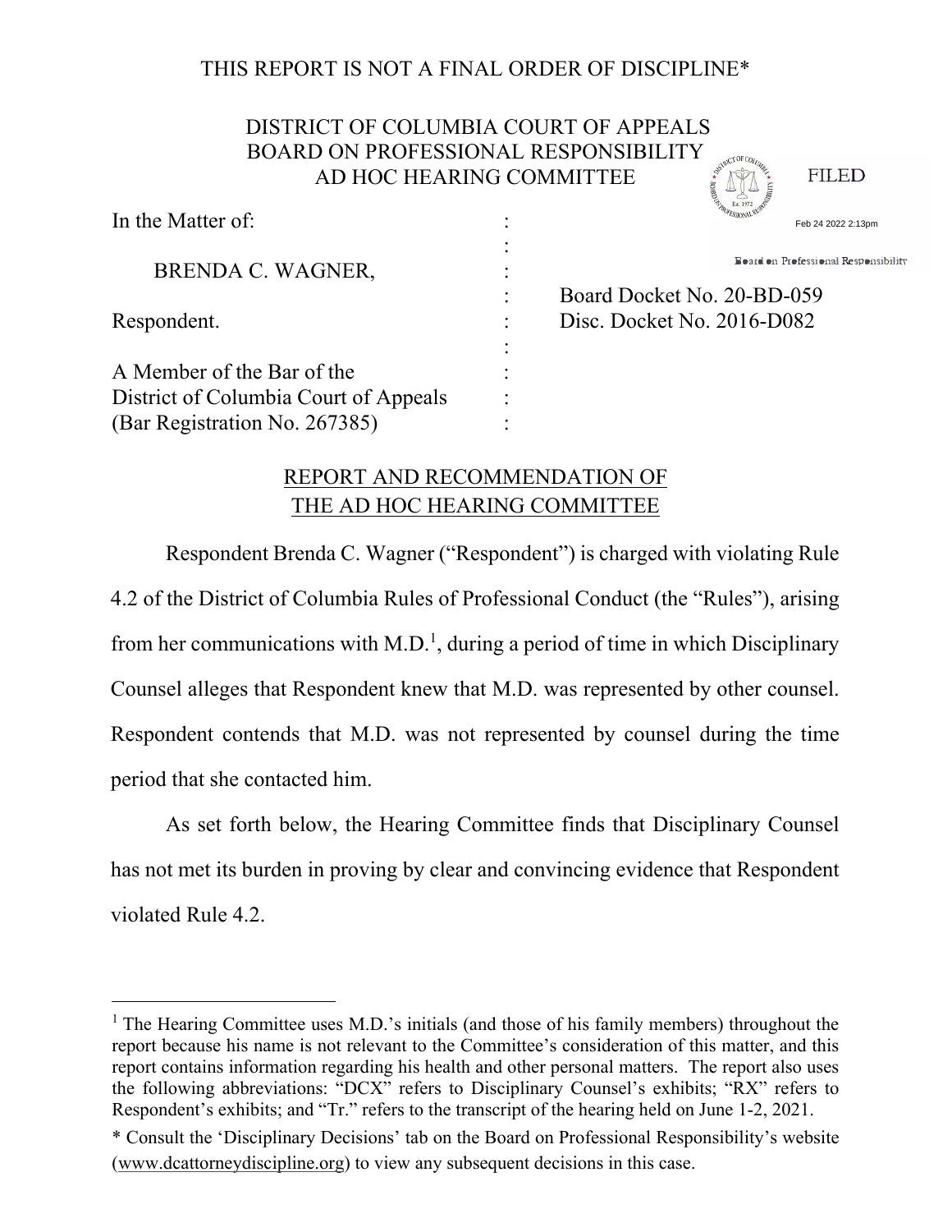THIS REPORT IS NOT A FINAL ORDER OF DISCIPLINE*

DISTRICT OF COLUMBIA COURT OF APPEALS
BOARD ON PROFESSIONAL RESPONSIBILITY
AD HOC HEARING COMMITTEE

FILED
Feb 24 2022 2:13pm
Board on Professional Responsibility

In the Matter of:

BRENDA C. WAGNER,

Respondent.

A Member of the Bar of the District of Columbia Court of Appeals (Bar Registration No. 267385)

Board Docket No. 20-BD-059
Disc. Docket No. 2016-D082

## REPORT AND RECOMMENDATION OF THE AD HOC HEARING COMMITTEE

Respondent Brenda C. Wagner ("Respondent") is charged with violating Rule 4.2 of the District of Columbia Rules of Professional Conduct (the "Rules"), arising from her communications with M.D.[1], during a period of time in which Disciplinary Counsel alleges that Respondent knew that M.D. was represented by other counsel. Respondent contends that M.D. was not represented by counsel during the time period that she contacted him.

As set forth below, the Hearing Committee finds that Disciplinary Counsel has not met its burden in proving by clear and convincing evidence that Respondent violated Rule 4.2.

---

[1] The Hearing Committee uses M.D.'s initials (and those of his family members) throughout the report because his name is not relevant to the Committee's consideration of this matter, and this report contains information regarding his health and other personal matters. The report also uses the following abbreviations: "DCX" refers to Disciplinary Counsel's exhibits; "RX" refers to Respondent's exhibits; and "Tr." refers to the transcript of the hearing held on June 1-2, 2021.

\* Consult the 'Disciplinary Decisions' tab on the Board on Professional Responsibility's website (www.dcattorneydiscipline.org) to view any subsequent decisions in this case.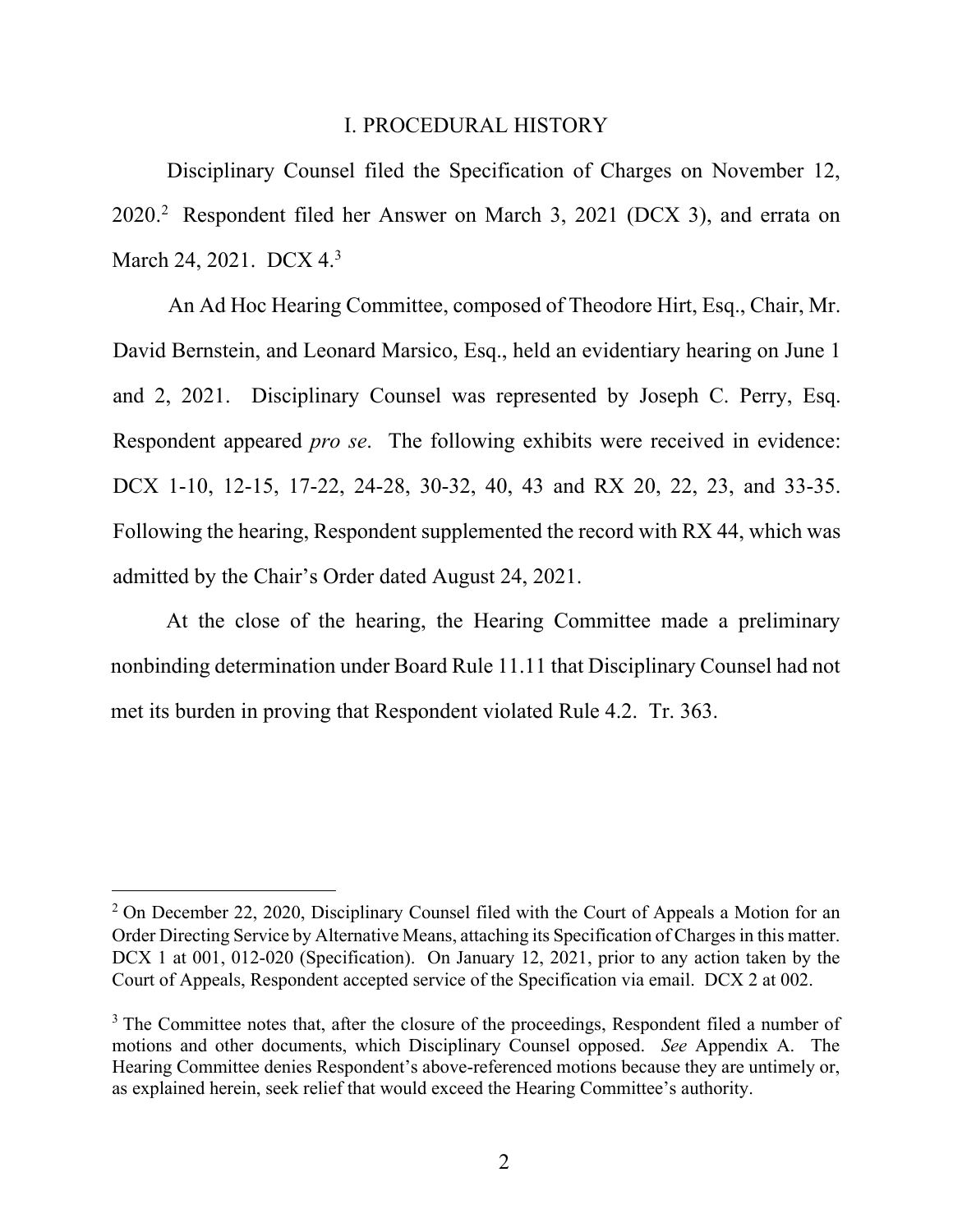## I. PROCEDURAL HISTORY

Disciplinary Counsel filed the Specification of Charges on November 12, 2020.[2] Respondent filed her Answer on March 3, 2021 (DCX 3), and errata on March 24, 2021. DCX 4.[3]

An Ad Hoc Hearing Committee, composed of Theodore Hirt, Esq., Chair, Mr. David Bernstein, and Leonard Marsico, Esq., held an evidentiary hearing on June 1 and 2, 2021. Disciplinary Counsel was represented by Joseph C. Perry, Esq. Respondent appeared *pro se*. The following exhibits were received in evidence: DCX 1-10, 12-15, 17-22, 24-28, 30-32, 40, 43 and RX 20, 22, 23, and 33-35. Following the hearing, Respondent supplemented the record with RX 44, which was admitted by the Chair's Order dated August 24, 2021.

At the close of the hearing, the Hearing Committee made a preliminary nonbinding determination under Board Rule 11.11 that Disciplinary Counsel had not met its burden in proving that Respondent violated Rule 4.2. Tr. 363.

---

[2] On December 22, 2020, Disciplinary Counsel filed with the Court of Appeals a Motion for an Order Directing Service by Alternative Means, attaching its Specification of Charges in this matter. DCX 1 at 001, 012-020 (Specification). On January 12, 2021, prior to any action taken by the Court of Appeals, Respondent accepted service of the Specification via email. DCX 2 at 002.

[3] The Committee notes that, after the closure of the proceedings, Respondent filed a number of motions and other documents, which Disciplinary Counsel opposed. *See* Appendix A. The Hearing Committee denies Respondent's above-referenced motions because they are untimely or, as explained herein, seek relief that would exceed the Hearing Committee's authority.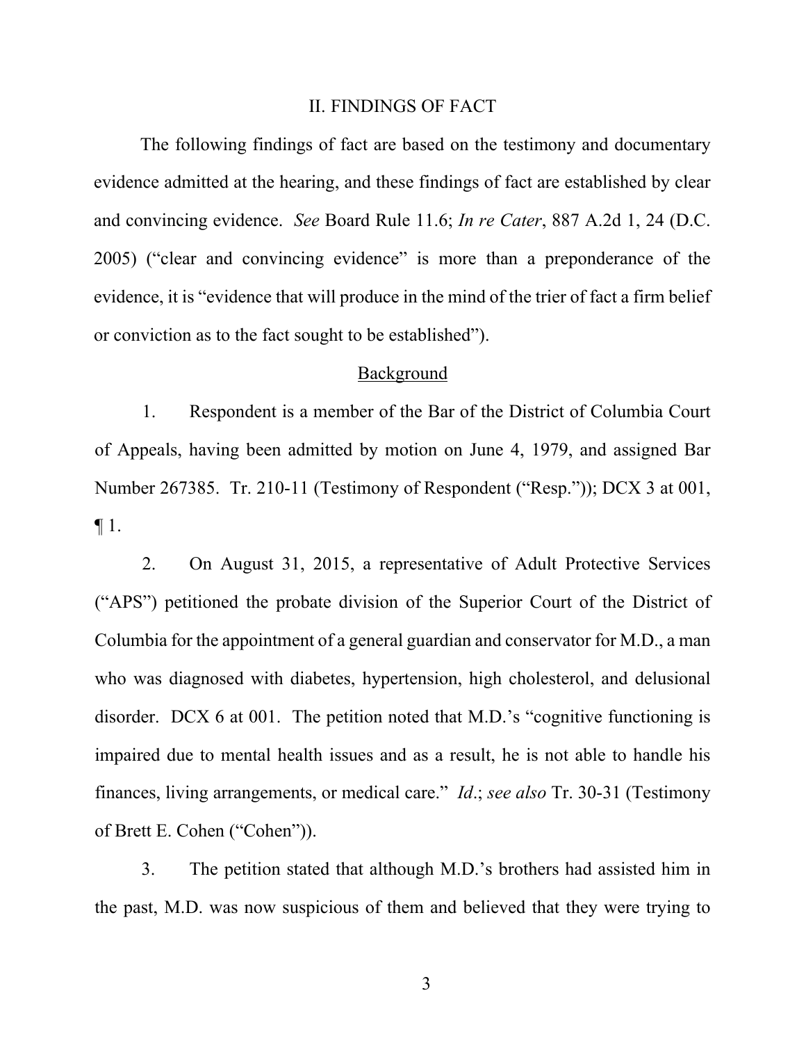## II. FINDINGS OF FACT

The following findings of fact are based on the testimony and documentary evidence admitted at the hearing, and these findings of fact are established by clear and convincing evidence. *See* Board Rule 11.6; *In re Cater*, 887 A.2d 1, 24 (D.C. 2005) ("clear and convincing evidence" is more than a preponderance of the evidence, it is "evidence that will produce in the mind of the trier of fact a firm belief or conviction as to the fact sought to be established").

### Background

1. Respondent is a member of the Bar of the District of Columbia Court of Appeals, having been admitted by motion on June 4, 1979, and assigned Bar Number 267385. Tr. 210-11 (Testimony of Respondent ("Resp.")); DCX 3 at 001, ¶ 1.

2. On August 31, 2015, a representative of Adult Protective Services ("APS") petitioned the probate division of the Superior Court of the District of Columbia for the appointment of a general guardian and conservator for M.D., a man who was diagnosed with diabetes, hypertension, high cholesterol, and delusional disorder. DCX 6 at 001. The petition noted that M.D.'s "cognitive functioning is impaired due to mental health issues and as a result, he is not able to handle his finances, living arrangements, or medical care." *Id*.; *see also* Tr. 30-31 (Testimony of Brett E. Cohen ("Cohen")).

3. The petition stated that although M.D.'s brothers had assisted him in the past, M.D. was now suspicious of them and believed that they were trying to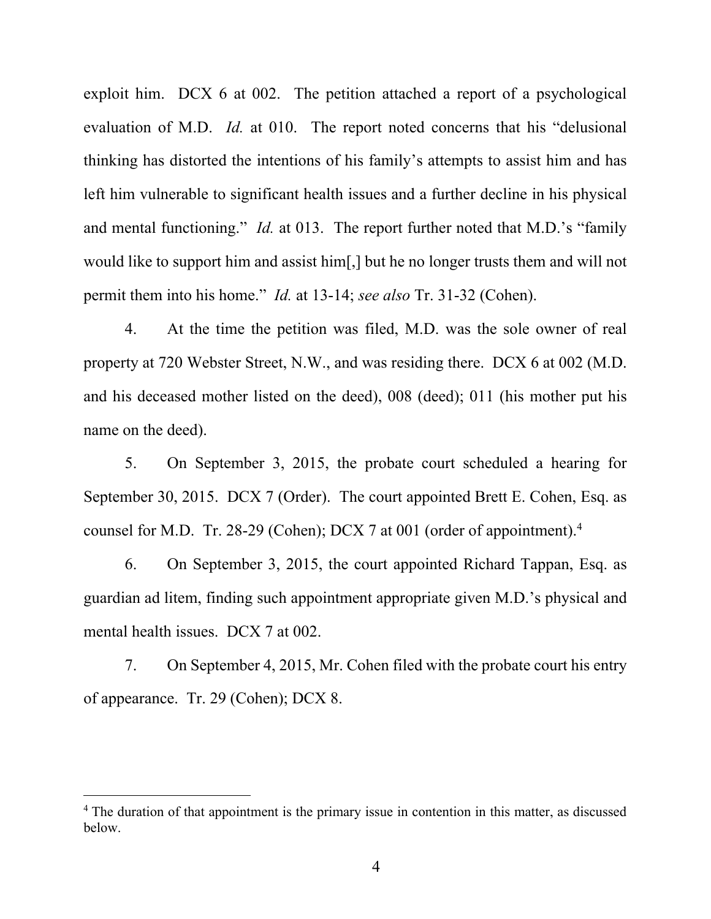exploit him. DCX 6 at 002. The petition attached a report of a psychological evaluation of M.D. *Id.* at 010. The report noted concerns that his "delusional thinking has distorted the intentions of his family's attempts to assist him and has left him vulnerable to significant health issues and a further decline in his physical and mental functioning." *Id.* at 013. The report further noted that M.D.'s "family would like to support him and assist him[,] but he no longer trusts them and will not permit them into his home." *Id.* at 13-14; *see also* Tr. 31-32 (Cohen).

4. At the time the petition was filed, M.D. was the sole owner of real property at 720 Webster Street, N.W., and was residing there. DCX 6 at 002 (M.D. and his deceased mother listed on the deed), 008 (deed); 011 (his mother put his name on the deed).

5. On September 3, 2015, the probate court scheduled a hearing for September 30, 2015. DCX 7 (Order). The court appointed Brett E. Cohen, Esq. as counsel for M.D. Tr. 28-29 (Cohen); DCX 7 at 001 (order of appointment).[4]

6. On September 3, 2015, the court appointed Richard Tappan, Esq. as guardian ad litem, finding such appointment appropriate given M.D.'s physical and mental health issues. DCX 7 at 002.

7. On September 4, 2015, Mr. Cohen filed with the probate court his entry of appearance. Tr. 29 (Cohen); DCX 8.

[4] The duration of that appointment is the primary issue in contention in this matter, as discussed below.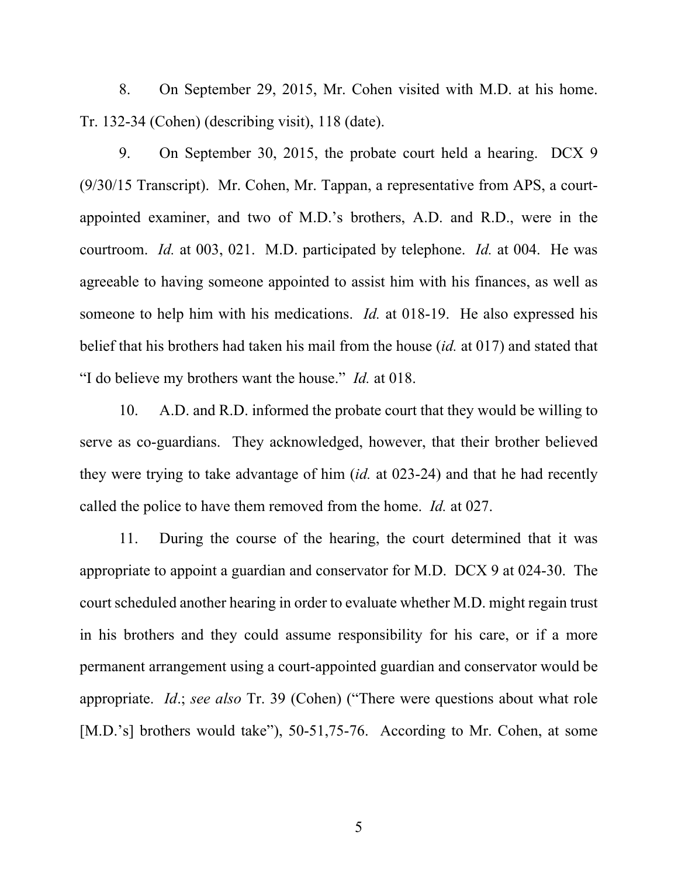8. On September 29, 2015, Mr. Cohen visited with M.D. at his home. Tr. 132-34 (Cohen) (describing visit), 118 (date).

9. On September 30, 2015, the probate court held a hearing. DCX 9 (9/30/15 Transcript). Mr. Cohen, Mr. Tappan, a representative from APS, a court-appointed examiner, and two of M.D.'s brothers, A.D. and R.D., were in the courtroom. *Id.* at 003, 021. M.D. participated by telephone. *Id.* at 004. He was agreeable to having someone appointed to assist him with his finances, as well as someone to help him with his medications. *Id.* at 018-19. He also expressed his belief that his brothers had taken his mail from the house (*id.* at 017) and stated that "I do believe my brothers want the house." *Id.* at 018.

10. A.D. and R.D. informed the probate court that they would be willing to serve as co-guardians. They acknowledged, however, that their brother believed they were trying to take advantage of him (*id.* at 023-24) and that he had recently called the police to have them removed from the home. *Id.* at 027.

11. During the course of the hearing, the court determined that it was appropriate to appoint a guardian and conservator for M.D. DCX 9 at 024-30. The court scheduled another hearing in order to evaluate whether M.D. might regain trust in his brothers and they could assume responsibility for his care, or if a more permanent arrangement using a court-appointed guardian and conservator would be appropriate. *Id.*; *see also* Tr. 39 (Cohen) ("There were questions about what role [M.D.'s] brothers would take"), 50-51,75-76. According to Mr. Cohen, at some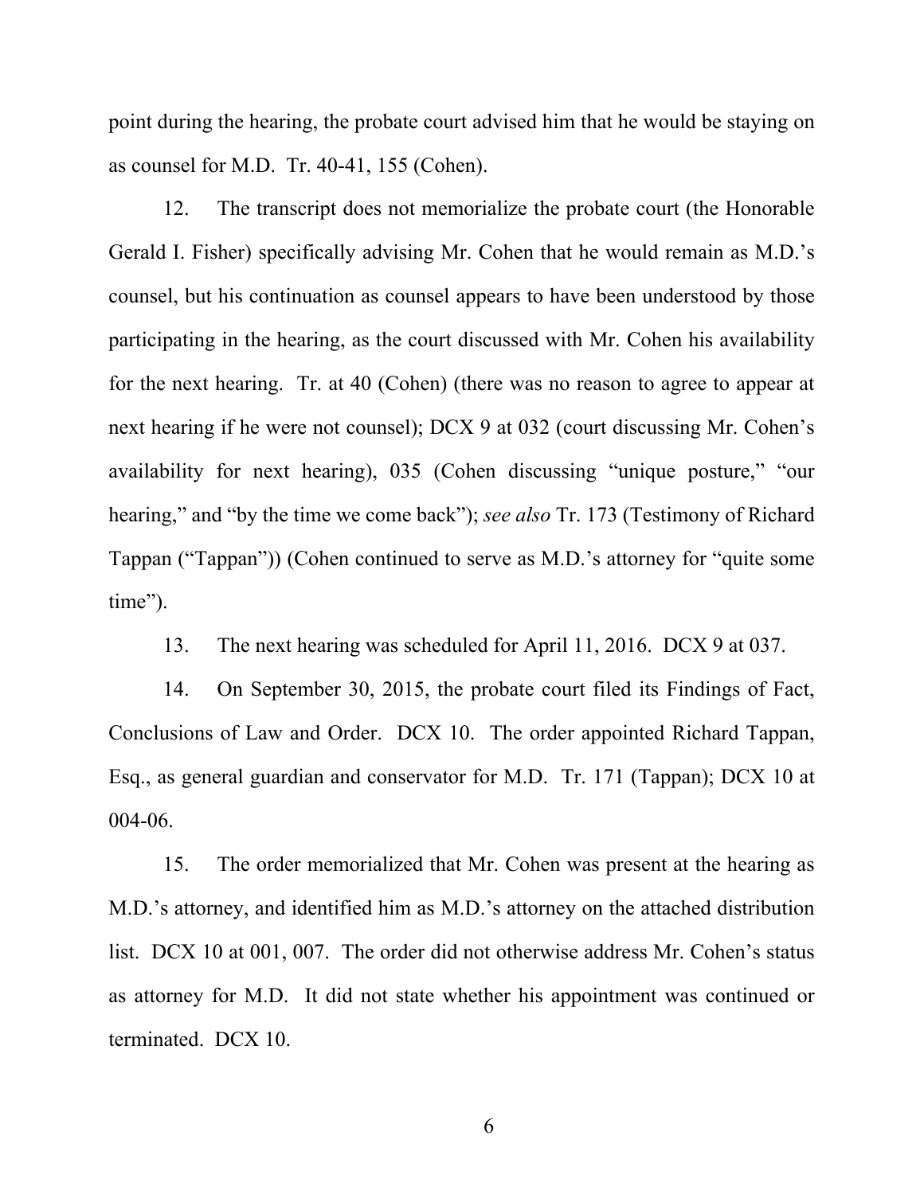point during the hearing, the probate court advised him that he would be staying on as counsel for M.D. Tr. 40-41, 155 (Cohen).

12. The transcript does not memorialize the probate court (the Honorable Gerald I. Fisher) specifically advising Mr. Cohen that he would remain as M.D.'s counsel, but his continuation as counsel appears to have been understood by those participating in the hearing, as the court discussed with Mr. Cohen his availability for the next hearing. Tr. at 40 (Cohen) (there was no reason to agree to appear at next hearing if he were not counsel); DCX 9 at 032 (court discussing Mr. Cohen's availability for next hearing), 035 (Cohen discussing "unique posture," "our hearing," and "by the time we come back"); *see also* Tr. 173 (Testimony of Richard Tappan ("Tappan")) (Cohen continued to serve as M.D.'s attorney for "quite some time").

13. The next hearing was scheduled for April 11, 2016. DCX 9 at 037.

14. On September 30, 2015, the probate court filed its Findings of Fact, Conclusions of Law and Order. DCX 10. The order appointed Richard Tappan, Esq., as general guardian and conservator for M.D. Tr. 171 (Tappan); DCX 10 at 004-06.

15. The order memorialized that Mr. Cohen was present at the hearing as M.D.'s attorney, and identified him as M.D.'s attorney on the attached distribution list. DCX 10 at 001, 007. The order did not otherwise address Mr. Cohen's status as attorney for M.D. It did not state whether his appointment was continued or terminated. DCX 10.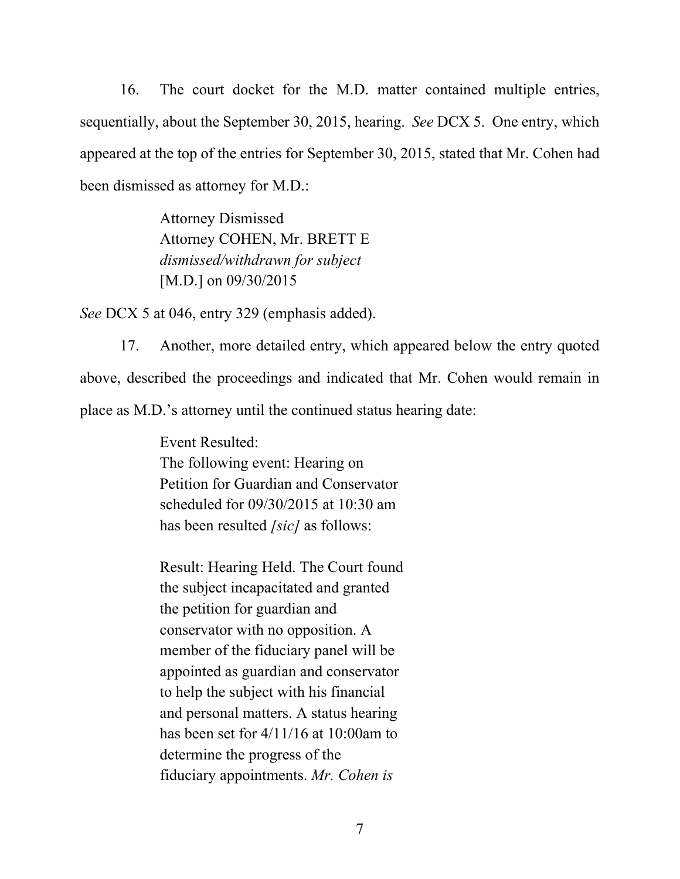16. The court docket for the M.D. matter contained multiple entries, sequentially, about the September 30, 2015, hearing. *See* DCX 5. One entry, which appeared at the top of the entries for September 30, 2015, stated that Mr. Cohen had been dismissed as attorney for M.D.:

> Attorney Dismissed
> Attorney COHEN, Mr. BRETT E
> *dismissed/withdrawn for subject*
> [M.D.] on 09/30/2015

*See* DCX 5 at 046, entry 329 (emphasis added).

17. Another, more detailed entry, which appeared below the entry quoted above, described the proceedings and indicated that Mr. Cohen would remain in place as M.D.'s attorney until the continued status hearing date:

> Event Resulted:
> The following event: Hearing on Petition for Guardian and Conservator scheduled for 09/30/2015 at 10:30 am has been resulted *[sic]* as follows:
>
> Result: Hearing Held. The Court found the subject incapacitated and granted the petition for guardian and conservator with no opposition. A member of the fiduciary panel will be appointed as guardian and conservator to help the subject with his financial and personal matters. A status hearing has been set for 4/11/16 at 10:00am to determine the progress of the fiduciary appointments. *Mr. Cohen is*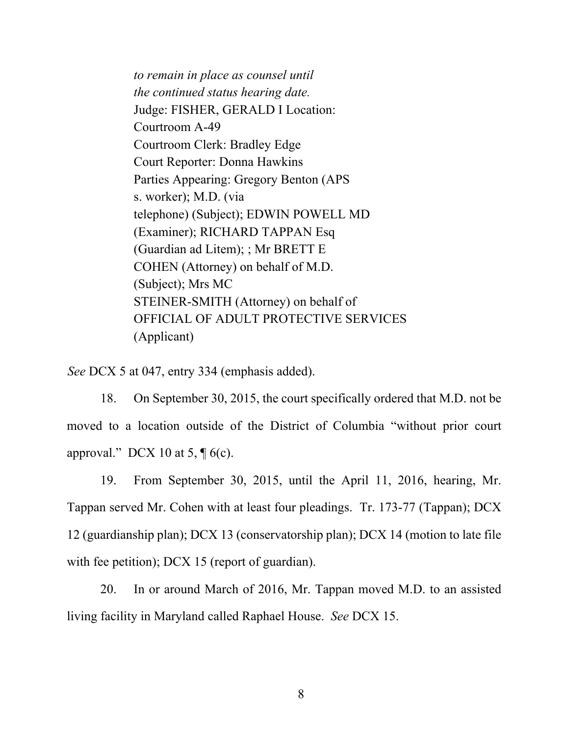> *to remain in place as counsel until the continued status hearing date.*
> Judge: FISHER, GERALD I Location: Courtroom A-49
> Courtroom Clerk: Bradley Edge
> Court Reporter: Donna Hawkins
> Parties Appearing: Gregory Benton (APS s. worker); M.D. (via telephone) (Subject); EDWIN POWELL MD (Examiner); RICHARD TAPPAN Esq (Guardian ad Litem); ; Mr BRETT E COHEN (Attorney) on behalf of M.D. (Subject); Mrs MC STEINER-SMITH (Attorney) on behalf of OFFICIAL OF ADULT PROTECTIVE SERVICES (Applicant)

*See* DCX 5 at 047, entry 334 (emphasis added).

18. On September 30, 2015, the court specifically ordered that M.D. not be moved to a location outside of the District of Columbia "without prior court approval." DCX 10 at 5, ¶ 6(c).

19. From September 30, 2015, until the April 11, 2016, hearing, Mr. Tappan served Mr. Cohen with at least four pleadings. Tr. 173-77 (Tappan); DCX 12 (guardianship plan); DCX 13 (conservatorship plan); DCX 14 (motion to late file with fee petition); DCX 15 (report of guardian).

20. In or around March of 2016, Mr. Tappan moved M.D. to an assisted living facility in Maryland called Raphael House. *See* DCX 15.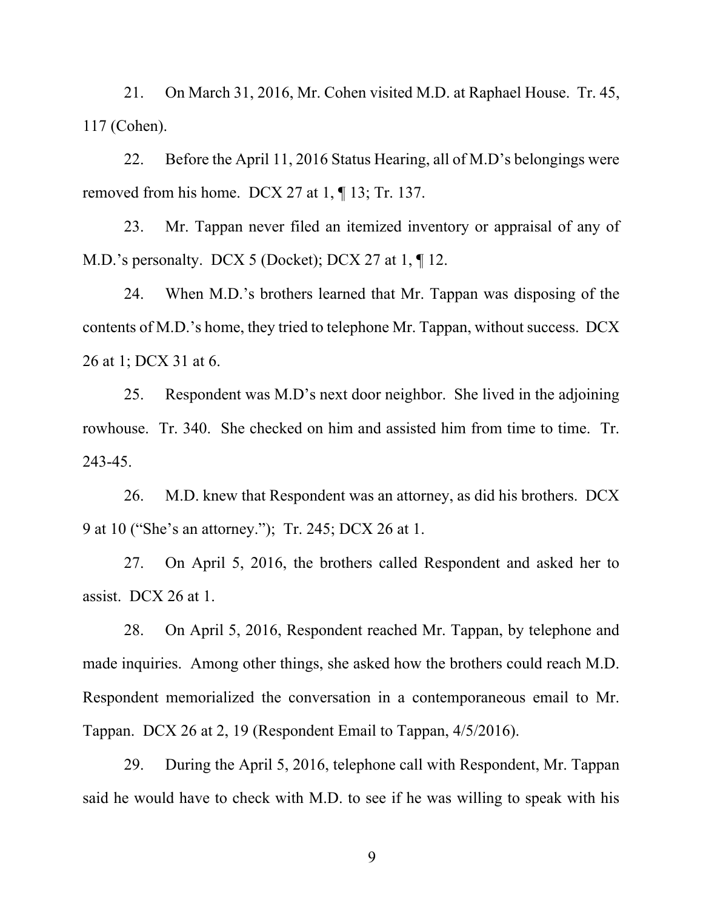21. On March 31, 2016, Mr. Cohen visited M.D. at Raphael House. Tr. 45, 117 (Cohen).

22. Before the April 11, 2016 Status Hearing, all of M.D's belongings were removed from his home. DCX 27 at 1, ¶ 13; Tr. 137.

23. Mr. Tappan never filed an itemized inventory or appraisal of any of M.D.'s personalty. DCX 5 (Docket); DCX 27 at 1, ¶ 12.

24. When M.D.'s brothers learned that Mr. Tappan was disposing of the contents of M.D.'s home, they tried to telephone Mr. Tappan, without success. DCX 26 at 1; DCX 31 at 6.

25. Respondent was M.D's next door neighbor. She lived in the adjoining rowhouse. Tr. 340. She checked on him and assisted him from time to time. Tr. 243-45.

26. M.D. knew that Respondent was an attorney, as did his brothers. DCX 9 at 10 ("She's an attorney."); Tr. 245; DCX 26 at 1.

27. On April 5, 2016, the brothers called Respondent and asked her to assist. DCX 26 at 1.

28. On April 5, 2016, Respondent reached Mr. Tappan, by telephone and made inquiries. Among other things, she asked how the brothers could reach M.D. Respondent memorialized the conversation in a contemporaneous email to Mr. Tappan. DCX 26 at 2, 19 (Respondent Email to Tappan, 4/5/2016).

29. During the April 5, 2016, telephone call with Respondent, Mr. Tappan said he would have to check with M.D. to see if he was willing to speak with his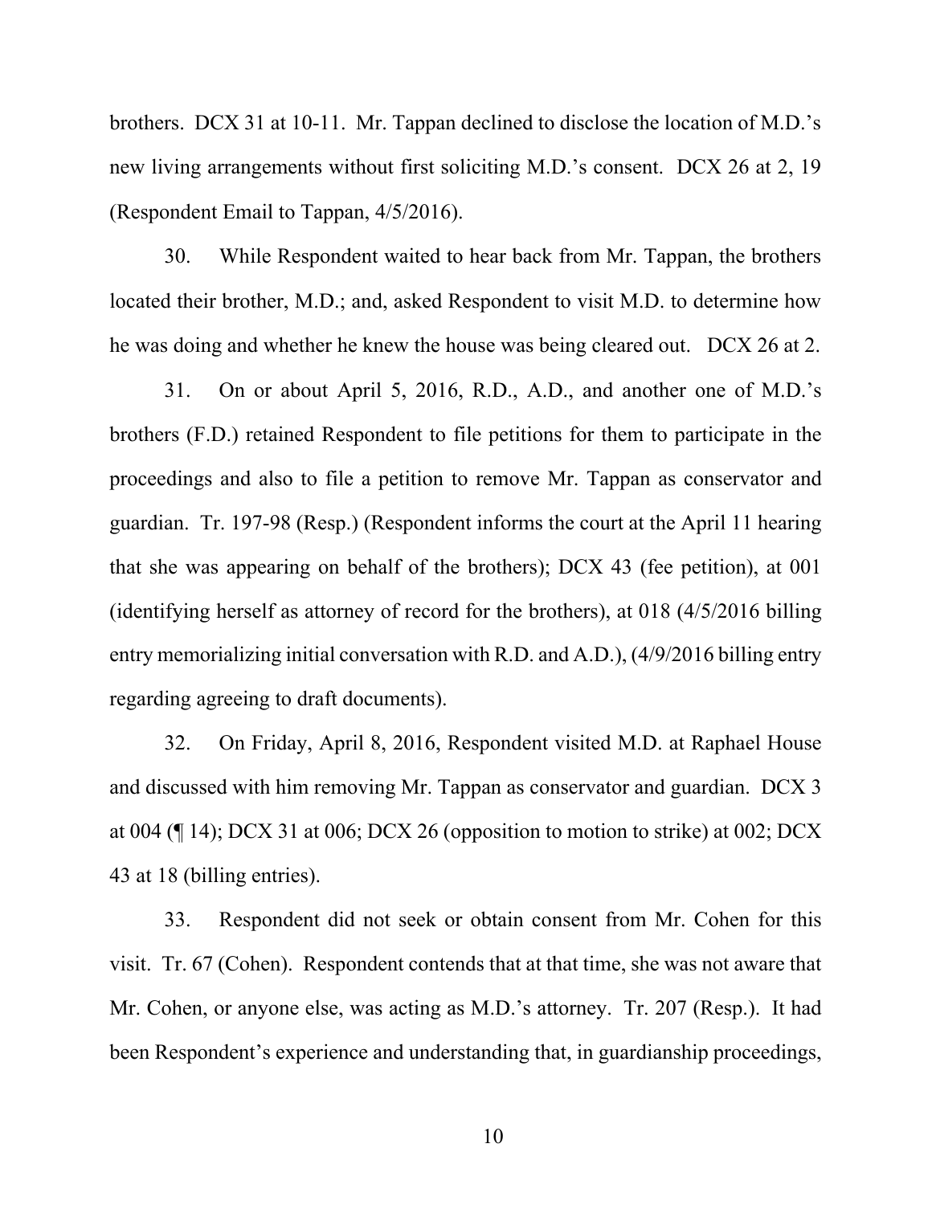brothers. DCX 31 at 10-11. Mr. Tappan declined to disclose the location of M.D.'s new living arrangements without first soliciting M.D.'s consent. DCX 26 at 2, 19 (Respondent Email to Tappan, 4/5/2016).

30. While Respondent waited to hear back from Mr. Tappan, the brothers located their brother, M.D.; and, asked Respondent to visit M.D. to determine how he was doing and whether he knew the house was being cleared out. DCX 26 at 2.

31. On or about April 5, 2016, R.D., A.D., and another one of M.D.'s brothers (F.D.) retained Respondent to file petitions for them to participate in the proceedings and also to file a petition to remove Mr. Tappan as conservator and guardian. Tr. 197-98 (Resp.) (Respondent informs the court at the April 11 hearing that she was appearing on behalf of the brothers); DCX 43 (fee petition), at 001 (identifying herself as attorney of record for the brothers), at 018 (4/5/2016 billing entry memorializing initial conversation with R.D. and A.D.), (4/9/2016 billing entry regarding agreeing to draft documents).

32. On Friday, April 8, 2016, Respondent visited M.D. at Raphael House and discussed with him removing Mr. Tappan as conservator and guardian. DCX 3 at 004 (¶ 14); DCX 31 at 006; DCX 26 (opposition to motion to strike) at 002; DCX 43 at 18 (billing entries).

33. Respondent did not seek or obtain consent from Mr. Cohen for this visit. Tr. 67 (Cohen). Respondent contends that at that time, she was not aware that Mr. Cohen, or anyone else, was acting as M.D.'s attorney. Tr. 207 (Resp.). It had been Respondent's experience and understanding that, in guardianship proceedings,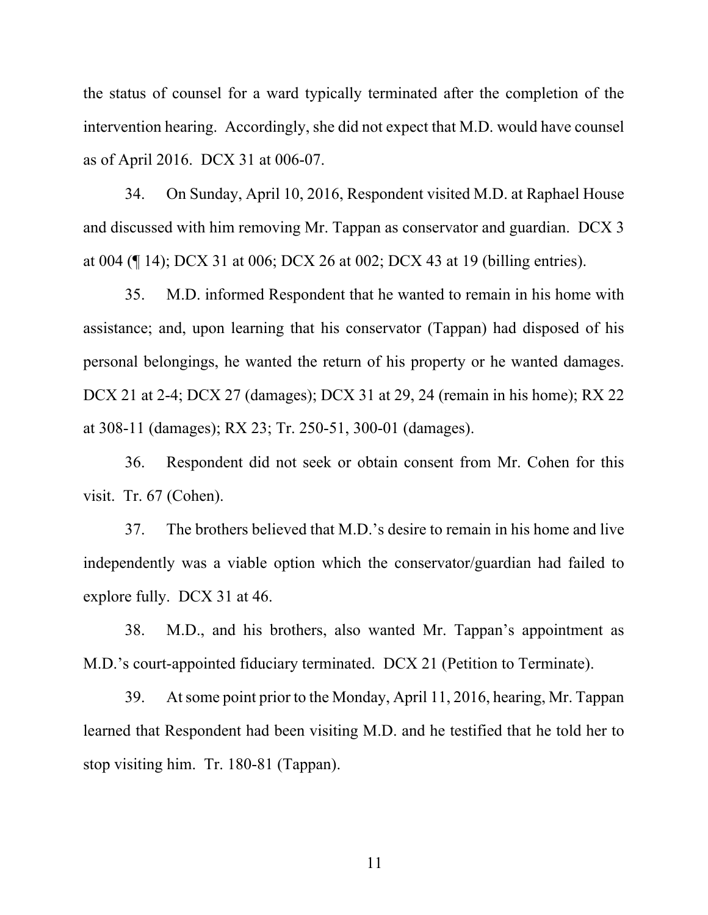the status of counsel for a ward typically terminated after the completion of the intervention hearing. Accordingly, she did not expect that M.D. would have counsel as of April 2016. DCX 31 at 006-07.

34. On Sunday, April 10, 2016, Respondent visited M.D. at Raphael House and discussed with him removing Mr. Tappan as conservator and guardian. DCX 3 at 004 (¶ 14); DCX 31 at 006; DCX 26 at 002; DCX 43 at 19 (billing entries).

35. M.D. informed Respondent that he wanted to remain in his home with assistance; and, upon learning that his conservator (Tappan) had disposed of his personal belongings, he wanted the return of his property or he wanted damages. DCX 21 at 2-4; DCX 27 (damages); DCX 31 at 29, 24 (remain in his home); RX 22 at 308-11 (damages); RX 23; Tr. 250-51, 300-01 (damages).

36. Respondent did not seek or obtain consent from Mr. Cohen for this visit. Tr. 67 (Cohen).

37. The brothers believed that M.D.'s desire to remain in his home and live independently was a viable option which the conservator/guardian had failed to explore fully. DCX 31 at 46.

38. M.D., and his brothers, also wanted Mr. Tappan's appointment as M.D.'s court-appointed fiduciary terminated. DCX 21 (Petition to Terminate).

39. At some point prior to the Monday, April 11, 2016, hearing, Mr. Tappan learned that Respondent had been visiting M.D. and he testified that he told her to stop visiting him. Tr. 180-81 (Tappan).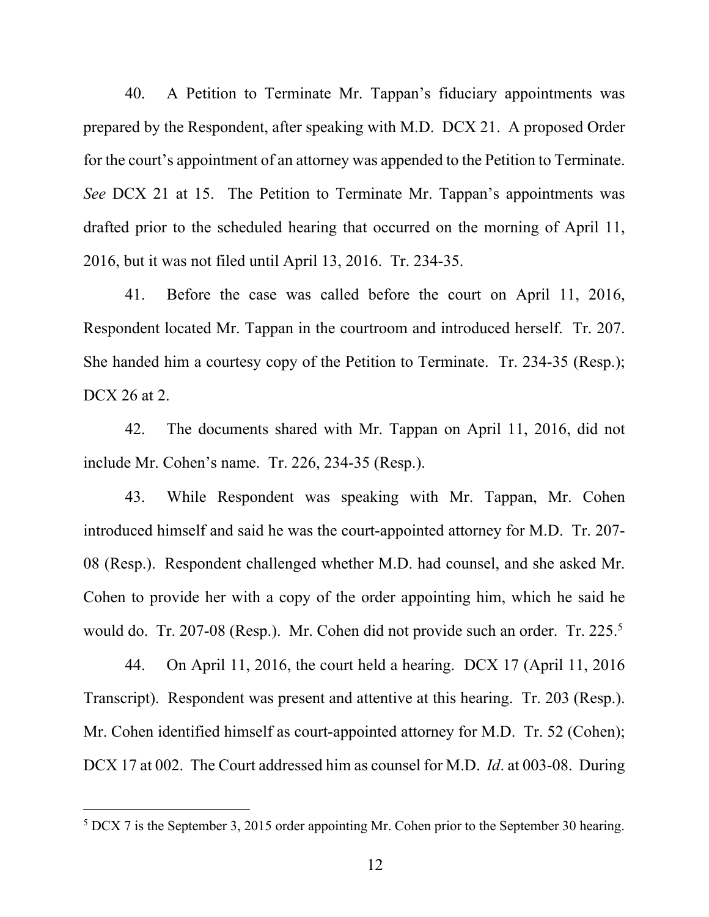40. A Petition to Terminate Mr. Tappan's fiduciary appointments was prepared by the Respondent, after speaking with M.D. DCX 21. A proposed Order for the court's appointment of an attorney was appended to the Petition to Terminate. *See* DCX 21 at 15. The Petition to Terminate Mr. Tappan's appointments was drafted prior to the scheduled hearing that occurred on the morning of April 11, 2016, but it was not filed until April 13, 2016. Tr. 234-35.

41. Before the case was called before the court on April 11, 2016, Respondent located Mr. Tappan in the courtroom and introduced herself. Tr. 207. She handed him a courtesy copy of the Petition to Terminate. Tr. 234-35 (Resp.); DCX 26 at 2.

42. The documents shared with Mr. Tappan on April 11, 2016, did not include Mr. Cohen's name. Tr. 226, 234-35 (Resp.).

43. While Respondent was speaking with Mr. Tappan, Mr. Cohen introduced himself and said he was the court-appointed attorney for M.D. Tr. 207-08 (Resp.). Respondent challenged whether M.D. had counsel, and she asked Mr. Cohen to provide her with a copy of the order appointing him, which he said he would do. Tr. 207-08 (Resp.). Mr. Cohen did not provide such an order. Tr. 225.[5]

44. On April 11, 2016, the court held a hearing. DCX 17 (April 11, 2016 Transcript). Respondent was present and attentive at this hearing. Tr. 203 (Resp.). Mr. Cohen identified himself as court-appointed attorney for M.D. Tr. 52 (Cohen); DCX 17 at 002. The Court addressed him as counsel for M.D. *Id*. at 003-08. During

[5] DCX 7 is the September 3, 2015 order appointing Mr. Cohen prior to the September 30 hearing.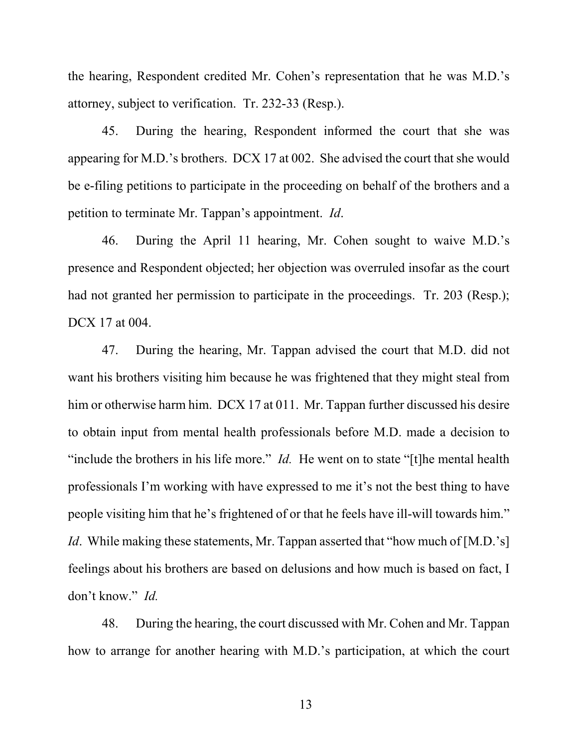the hearing, Respondent credited Mr. Cohen's representation that he was M.D.'s attorney, subject to verification. Tr. 232-33 (Resp.).

45. During the hearing, Respondent informed the court that she was appearing for M.D.'s brothers. DCX 17 at 002. She advised the court that she would be e-filing petitions to participate in the proceeding on behalf of the brothers and a petition to terminate Mr. Tappan's appointment. *Id*.

46. During the April 11 hearing, Mr. Cohen sought to waive M.D.'s presence and Respondent objected; her objection was overruled insofar as the court had not granted her permission to participate in the proceedings. Tr. 203 (Resp.); DCX 17 at 004.

47. During the hearing, Mr. Tappan advised the court that M.D. did not want his brothers visiting him because he was frightened that they might steal from him or otherwise harm him. DCX 17 at 011. Mr. Tappan further discussed his desire to obtain input from mental health professionals before M.D. made a decision to "include the brothers in his life more." *Id.* He went on to state "[t]he mental health professionals I'm working with have expressed to me it's not the best thing to have people visiting him that he's frightened of or that he feels have ill-will towards him." *Id*. While making these statements, Mr. Tappan asserted that "how much of [M.D.'s] feelings about his brothers are based on delusions and how much is based on fact, I don't know." *Id.*

48. During the hearing, the court discussed with Mr. Cohen and Mr. Tappan how to arrange for another hearing with M.D.'s participation, at which the court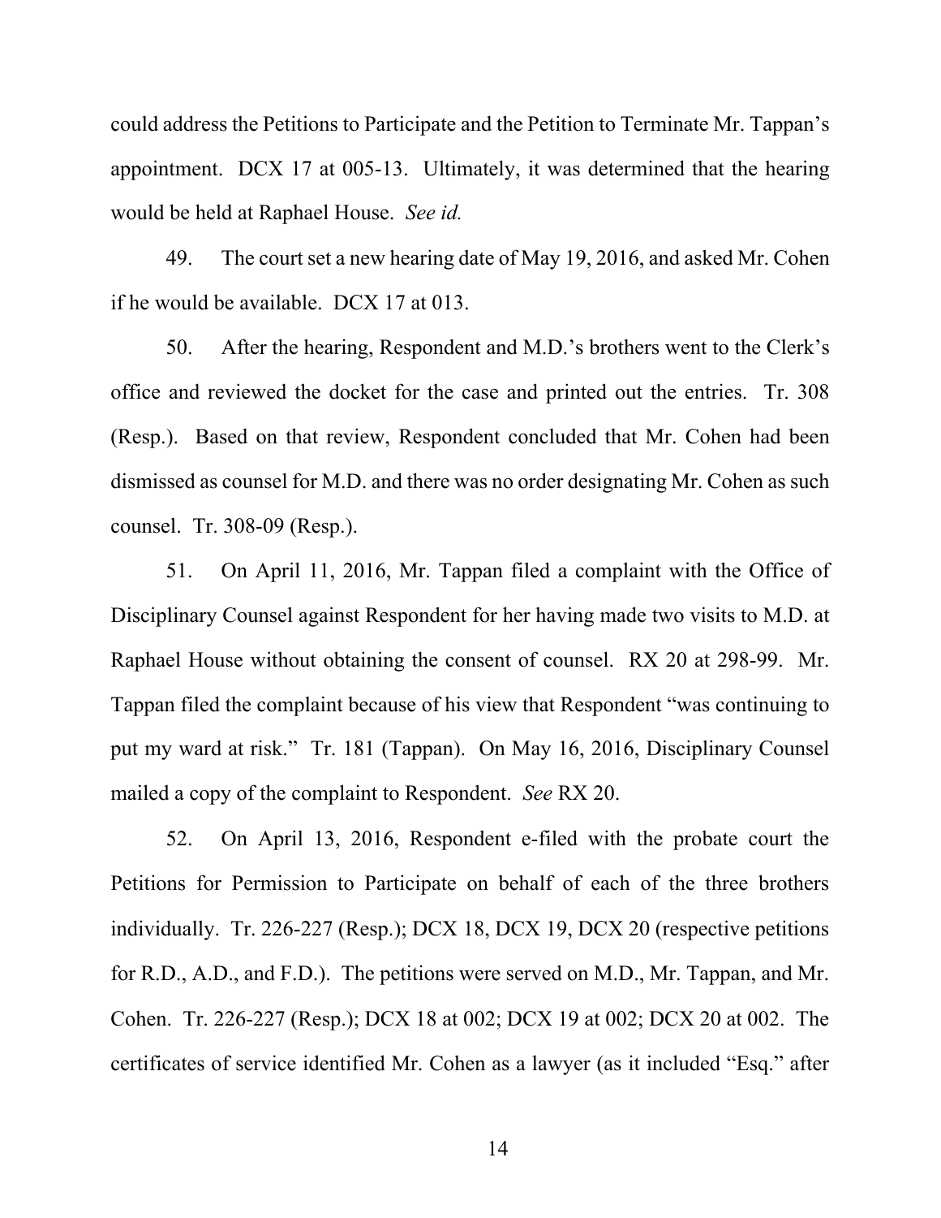could address the Petitions to Participate and the Petition to Terminate Mr. Tappan's appointment. DCX 17 at 005-13. Ultimately, it was determined that the hearing would be held at Raphael House. *See id.*

49. The court set a new hearing date of May 19, 2016, and asked Mr. Cohen if he would be available. DCX 17 at 013.

50. After the hearing, Respondent and M.D.'s brothers went to the Clerk's office and reviewed the docket for the case and printed out the entries. Tr. 308 (Resp.). Based on that review, Respondent concluded that Mr. Cohen had been dismissed as counsel for M.D. and there was no order designating Mr. Cohen as such counsel. Tr. 308-09 (Resp.).

51. On April 11, 2016, Mr. Tappan filed a complaint with the Office of Disciplinary Counsel against Respondent for her having made two visits to M.D. at Raphael House without obtaining the consent of counsel. RX 20 at 298-99. Mr. Tappan filed the complaint because of his view that Respondent "was continuing to put my ward at risk." Tr. 181 (Tappan). On May 16, 2016, Disciplinary Counsel mailed a copy of the complaint to Respondent. *See* RX 20.

52. On April 13, 2016, Respondent e-filed with the probate court the Petitions for Permission to Participate on behalf of each of the three brothers individually. Tr. 226-227 (Resp.); DCX 18, DCX 19, DCX 20 (respective petitions for R.D., A.D., and F.D.). The petitions were served on M.D., Mr. Tappan, and Mr. Cohen. Tr. 226-227 (Resp.); DCX 18 at 002; DCX 19 at 002; DCX 20 at 002. The certificates of service identified Mr. Cohen as a lawyer (as it included "Esq." after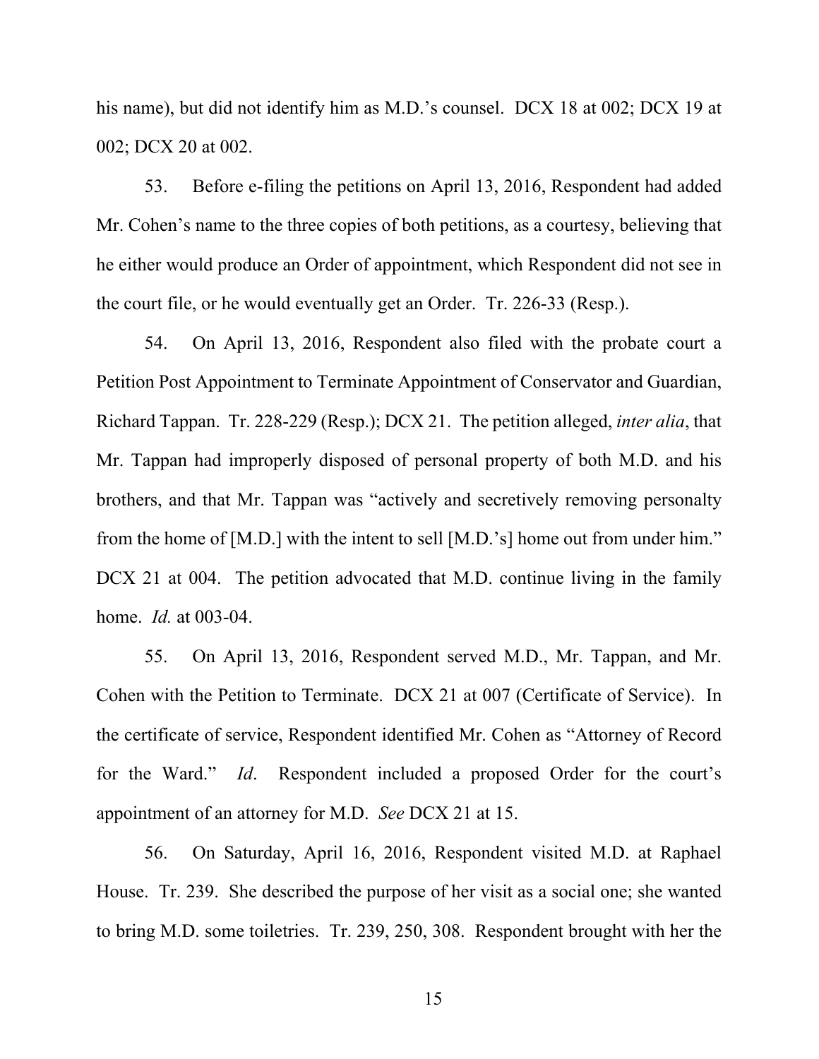his name), but did not identify him as M.D.'s counsel. DCX 18 at 002; DCX 19 at 002; DCX 20 at 002.

53. Before e-filing the petitions on April 13, 2016, Respondent had added Mr. Cohen's name to the three copies of both petitions, as a courtesy, believing that he either would produce an Order of appointment, which Respondent did not see in the court file, or he would eventually get an Order. Tr. 226-33 (Resp.).

54. On April 13, 2016, Respondent also filed with the probate court a Petition Post Appointment to Terminate Appointment of Conservator and Guardian, Richard Tappan. Tr. 228-229 (Resp.); DCX 21. The petition alleged, *inter alia*, that Mr. Tappan had improperly disposed of personal property of both M.D. and his brothers, and that Mr. Tappan was "actively and secretively removing personalty from the home of [M.D.] with the intent to sell [M.D.'s] home out from under him." DCX 21 at 004. The petition advocated that M.D. continue living in the family home. *Id.* at 003-04.

55. On April 13, 2016, Respondent served M.D., Mr. Tappan, and Mr. Cohen with the Petition to Terminate. DCX 21 at 007 (Certificate of Service). In the certificate of service, Respondent identified Mr. Cohen as "Attorney of Record for the Ward." *Id*. Respondent included a proposed Order for the court's appointment of an attorney for M.D. *See* DCX 21 at 15.

56. On Saturday, April 16, 2016, Respondent visited M.D. at Raphael House. Tr. 239. She described the purpose of her visit as a social one; she wanted to bring M.D. some toiletries. Tr. 239, 250, 308. Respondent brought with her the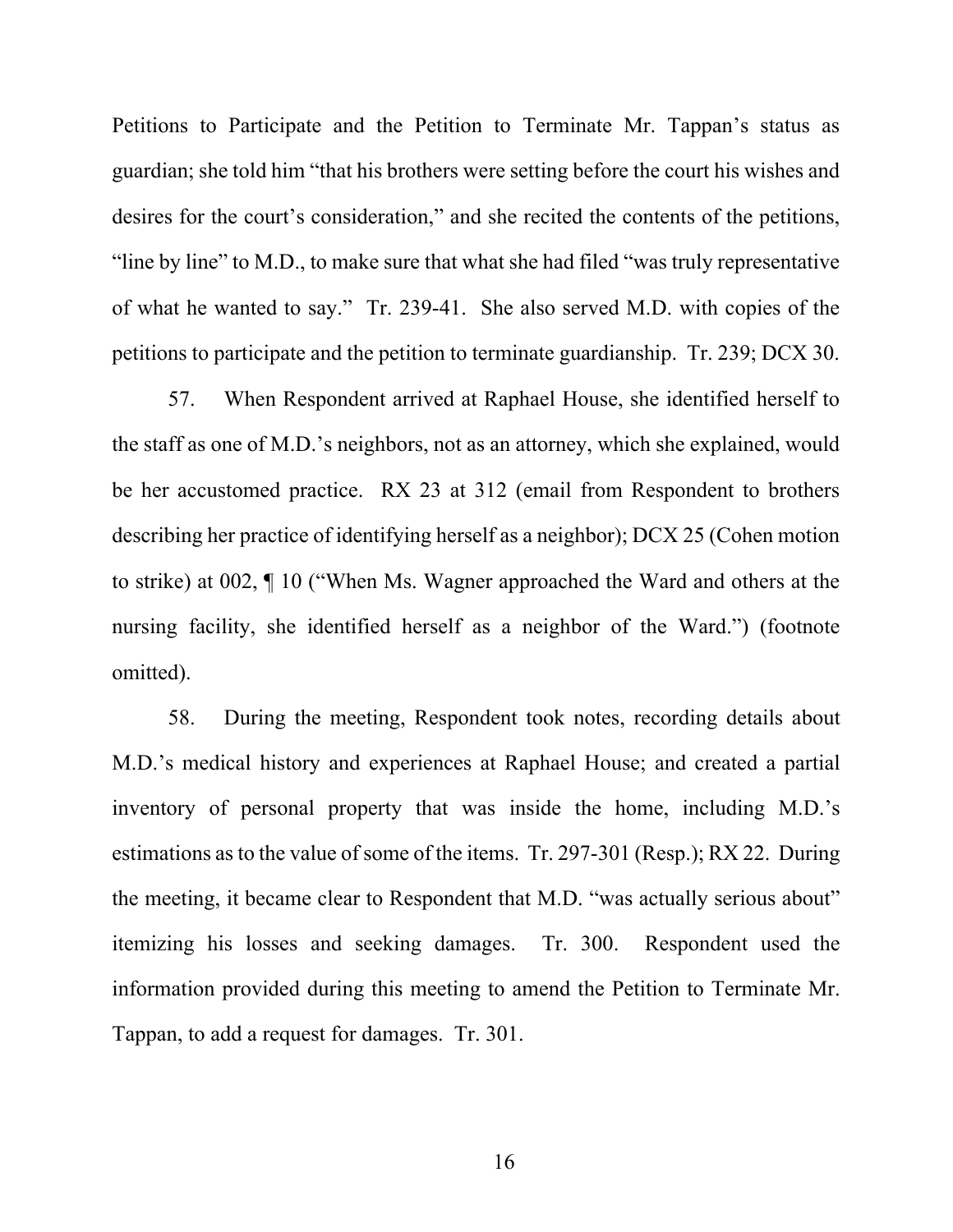Petitions to Participate and the Petition to Terminate Mr. Tappan's status as guardian; she told him "that his brothers were setting before the court his wishes and desires for the court's consideration," and she recited the contents of the petitions, "line by line" to M.D., to make sure that what she had filed "was truly representative of what he wanted to say." Tr. 239-41. She also served M.D. with copies of the petitions to participate and the petition to terminate guardianship. Tr. 239; DCX 30.

57. When Respondent arrived at Raphael House, she identified herself to the staff as one of M.D.'s neighbors, not as an attorney, which she explained, would be her accustomed practice. RX 23 at 312 (email from Respondent to brothers describing her practice of identifying herself as a neighbor); DCX 25 (Cohen motion to strike) at 002, ¶ 10 ("When Ms. Wagner approached the Ward and others at the nursing facility, she identified herself as a neighbor of the Ward.") (footnote omitted).

58. During the meeting, Respondent took notes, recording details about M.D.'s medical history and experiences at Raphael House; and created a partial inventory of personal property that was inside the home, including M.D.'s estimations as to the value of some of the items. Tr. 297-301 (Resp.); RX 22. During the meeting, it became clear to Respondent that M.D. "was actually serious about" itemizing his losses and seeking damages. Tr. 300. Respondent used the information provided during this meeting to amend the Petition to Terminate Mr. Tappan, to add a request for damages. Tr. 301.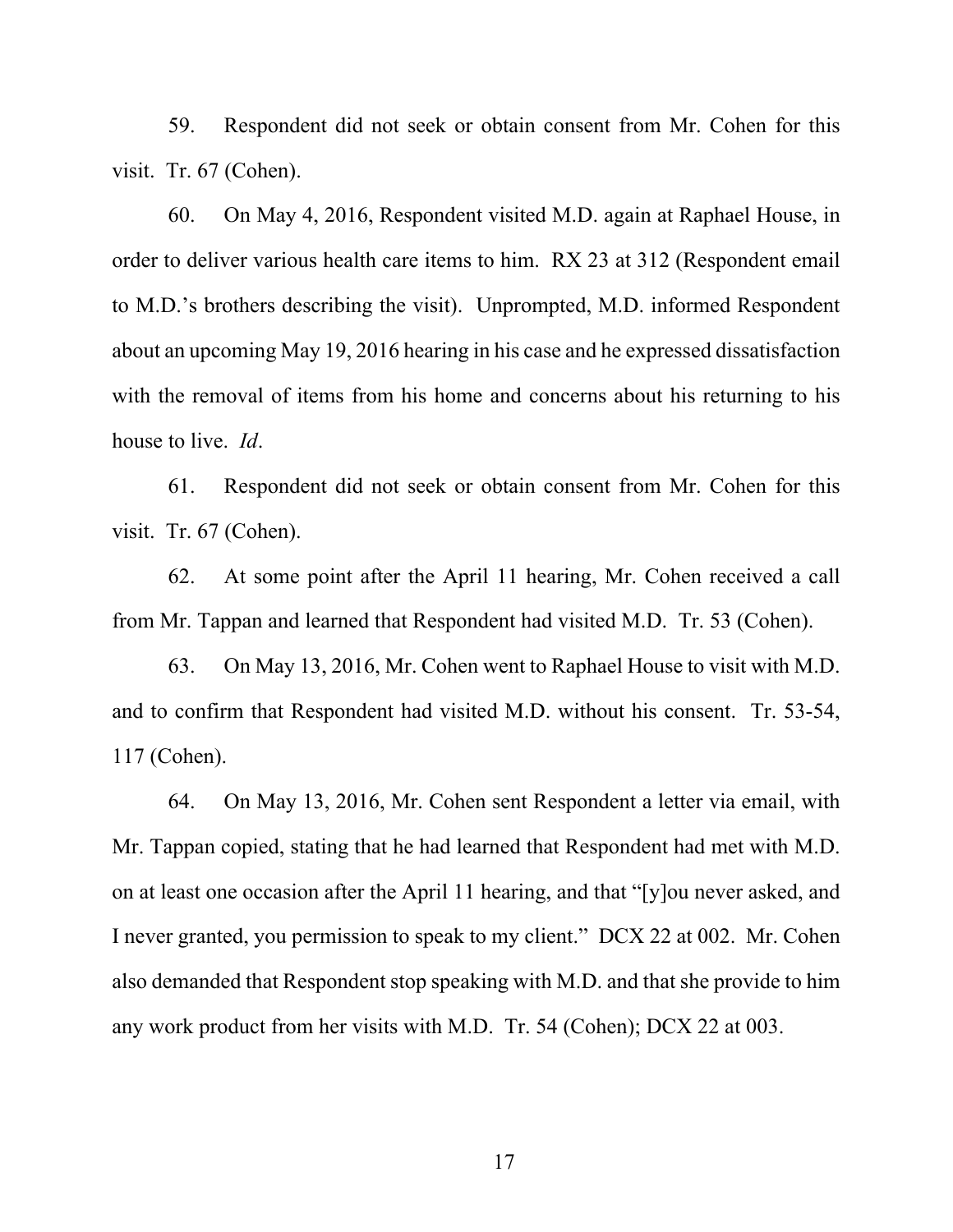59. Respondent did not seek or obtain consent from Mr. Cohen for this visit. Tr. 67 (Cohen).

60. On May 4, 2016, Respondent visited M.D. again at Raphael House, in order to deliver various health care items to him. RX 23 at 312 (Respondent email to M.D.'s brothers describing the visit). Unprompted, M.D. informed Respondent about an upcoming May 19, 2016 hearing in his case and he expressed dissatisfaction with the removal of items from his home and concerns about his returning to his house to live. *Id*.

61. Respondent did not seek or obtain consent from Mr. Cohen for this visit. Tr. 67 (Cohen).

62. At some point after the April 11 hearing, Mr. Cohen received a call from Mr. Tappan and learned that Respondent had visited M.D. Tr. 53 (Cohen).

63. On May 13, 2016, Mr. Cohen went to Raphael House to visit with M.D. and to confirm that Respondent had visited M.D. without his consent. Tr. 53-54, 117 (Cohen).

64. On May 13, 2016, Mr. Cohen sent Respondent a letter via email, with Mr. Tappan copied, stating that he had learned that Respondent had met with M.D. on at least one occasion after the April 11 hearing, and that "[y]ou never asked, and I never granted, you permission to speak to my client." DCX 22 at 002. Mr. Cohen also demanded that Respondent stop speaking with M.D. and that she provide to him any work product from her visits with M.D. Tr. 54 (Cohen); DCX 22 at 003.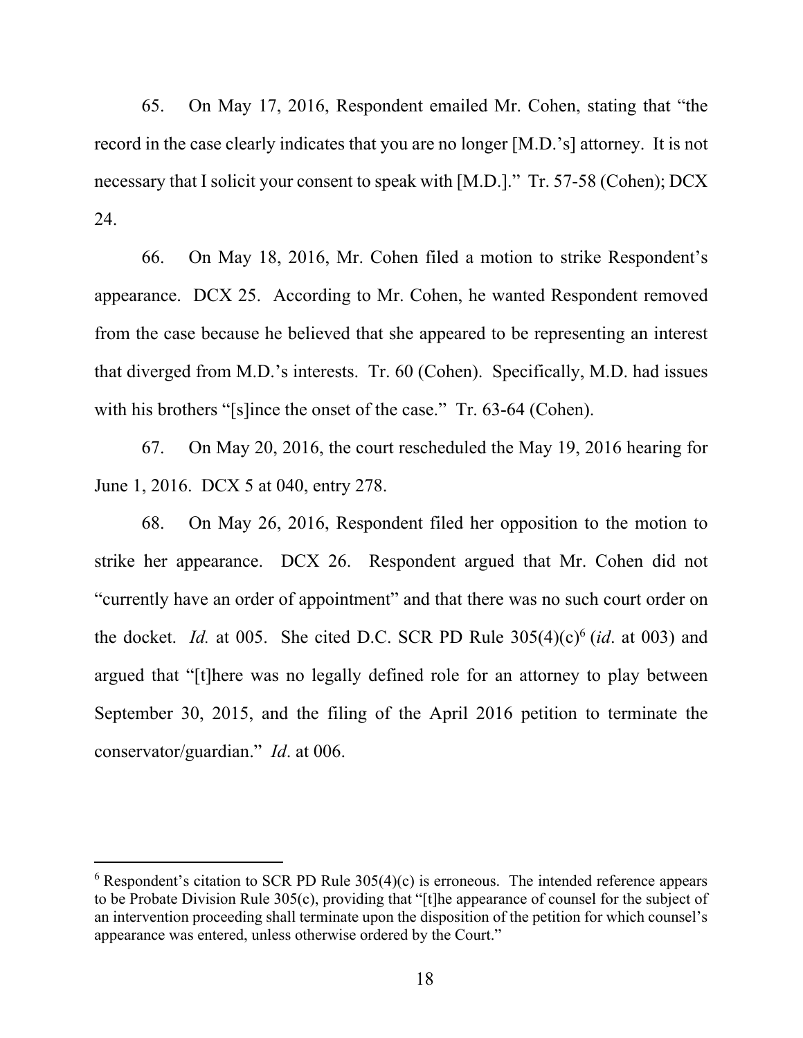65. On May 17, 2016, Respondent emailed Mr. Cohen, stating that "the record in the case clearly indicates that you are no longer [M.D.'s] attorney. It is not necessary that I solicit your consent to speak with [M.D.]." Tr. 57-58 (Cohen); DCX 24.

66. On May 18, 2016, Mr. Cohen filed a motion to strike Respondent's appearance. DCX 25. According to Mr. Cohen, he wanted Respondent removed from the case because he believed that she appeared to be representing an interest that diverged from M.D.'s interests. Tr. 60 (Cohen). Specifically, M.D. had issues with his brothers "[s]ince the onset of the case." Tr. 63-64 (Cohen).

67. On May 20, 2016, the court rescheduled the May 19, 2016 hearing for June 1, 2016. DCX 5 at 040, entry 278.

68. On May 26, 2016, Respondent filed her opposition to the motion to strike her appearance. DCX 26. Respondent argued that Mr. Cohen did not "currently have an order of appointment" and that there was no such court order on the docket. *Id.* at 005. She cited D.C. SCR PD Rule 305(4)(c)[6] (*id*. at 003) and argued that "[t]here was no legally defined role for an attorney to play between September 30, 2015, and the filing of the April 2016 petition to terminate the conservator/guardian." *Id*. at 006.

---

[6] Respondent's citation to SCR PD Rule 305(4)(c) is erroneous. The intended reference appears to be Probate Division Rule 305(c), providing that "[t]he appearance of counsel for the subject of an intervention proceeding shall terminate upon the disposition of the petition for which counsel's appearance was entered, unless otherwise ordered by the Court."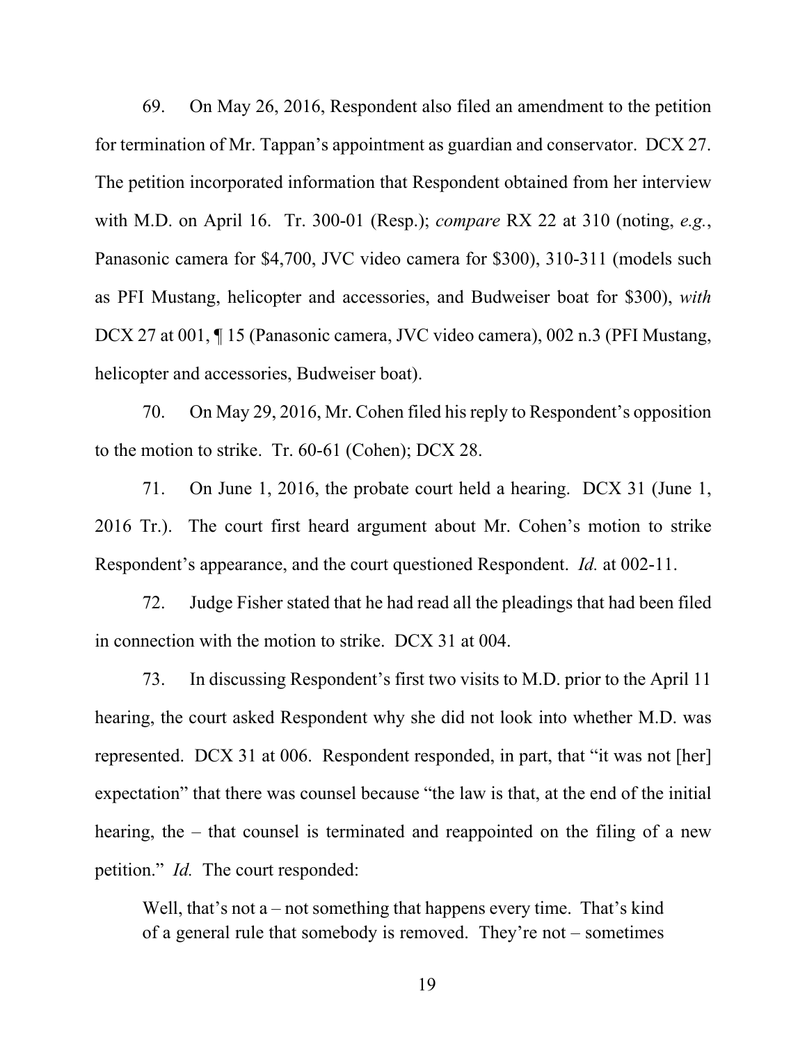69. On May 26, 2016, Respondent also filed an amendment to the petition for termination of Mr. Tappan's appointment as guardian and conservator. DCX 27. The petition incorporated information that Respondent obtained from her interview with M.D. on April 16. Tr. 300-01 (Resp.); *compare* RX 22 at 310 (noting, *e.g.*, Panasonic camera for $4,700, JVC video camera for $300), 310-311 (models such as PFI Mustang, helicopter and accessories, and Budweiser boat for $300), *with* DCX 27 at 001, ¶ 15 (Panasonic camera, JVC video camera), 002 n.3 (PFI Mustang, helicopter and accessories, Budweiser boat).

70. On May 29, 2016, Mr. Cohen filed his reply to Respondent's opposition to the motion to strike. Tr. 60-61 (Cohen); DCX 28.

71. On June 1, 2016, the probate court held a hearing. DCX 31 (June 1, 2016 Tr.). The court first heard argument about Mr. Cohen's motion to strike Respondent's appearance, and the court questioned Respondent. *Id.* at 002-11.

72. Judge Fisher stated that he had read all the pleadings that had been filed in connection with the motion to strike. DCX 31 at 004.

73. In discussing Respondent's first two visits to M.D. prior to the April 11 hearing, the court asked Respondent why she did not look into whether M.D. was represented. DCX 31 at 006. Respondent responded, in part, that "it was not [her] expectation" that there was counsel because "the law is that, at the end of the initial hearing, the – that counsel is terminated and reappointed on the filing of a new petition." *Id.* The court responded:

> Well, that's not a – not something that happens every time. That's kind of a general rule that somebody is removed. They're not – sometimes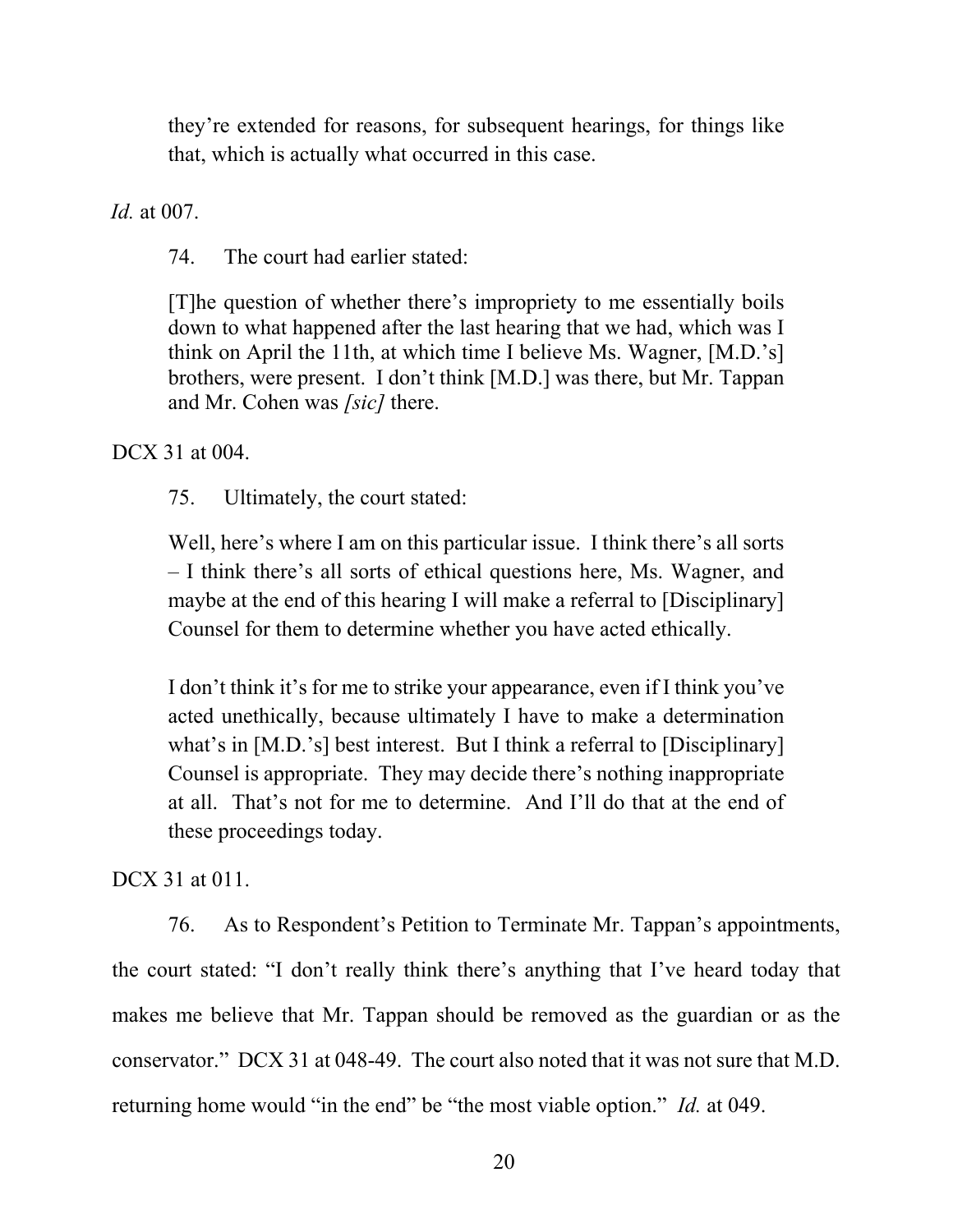> they're extended for reasons, for subsequent hearings, for things like that, which is actually what occurred in this case.

*Id.* at 007.

74. The court had earlier stated:

> [T]he question of whether there's impropriety to me essentially boils down to what happened after the last hearing that we had, which was I think on April the 11th, at which time I believe Ms. Wagner, [M.D.'s] brothers, were present. I don't think [M.D.] was there, but Mr. Tappan and Mr. Cohen was *[sic]* there.

DCX 31 at 004.

75. Ultimately, the court stated:

> Well, here's where I am on this particular issue. I think there's all sorts – I think there's all sorts of ethical questions here, Ms. Wagner, and maybe at the end of this hearing I will make a referral to [Disciplinary] Counsel for them to determine whether you have acted ethically.
>
> I don't think it's for me to strike your appearance, even if I think you've acted unethically, because ultimately I have to make a determination what's in [M.D.'s] best interest. But I think a referral to [Disciplinary] Counsel is appropriate. They may decide there's nothing inappropriate at all. That's not for me to determine. And I'll do that at the end of these proceedings today.

DCX 31 at 011.

76. As to Respondent's Petition to Terminate Mr. Tappan's appointments, the court stated: "I don't really think there's anything that I've heard today that makes me believe that Mr. Tappan should be removed as the guardian or as the conservator." DCX 31 at 048-49. The court also noted that it was not sure that M.D. returning home would "in the end" be "the most viable option." *Id.* at 049.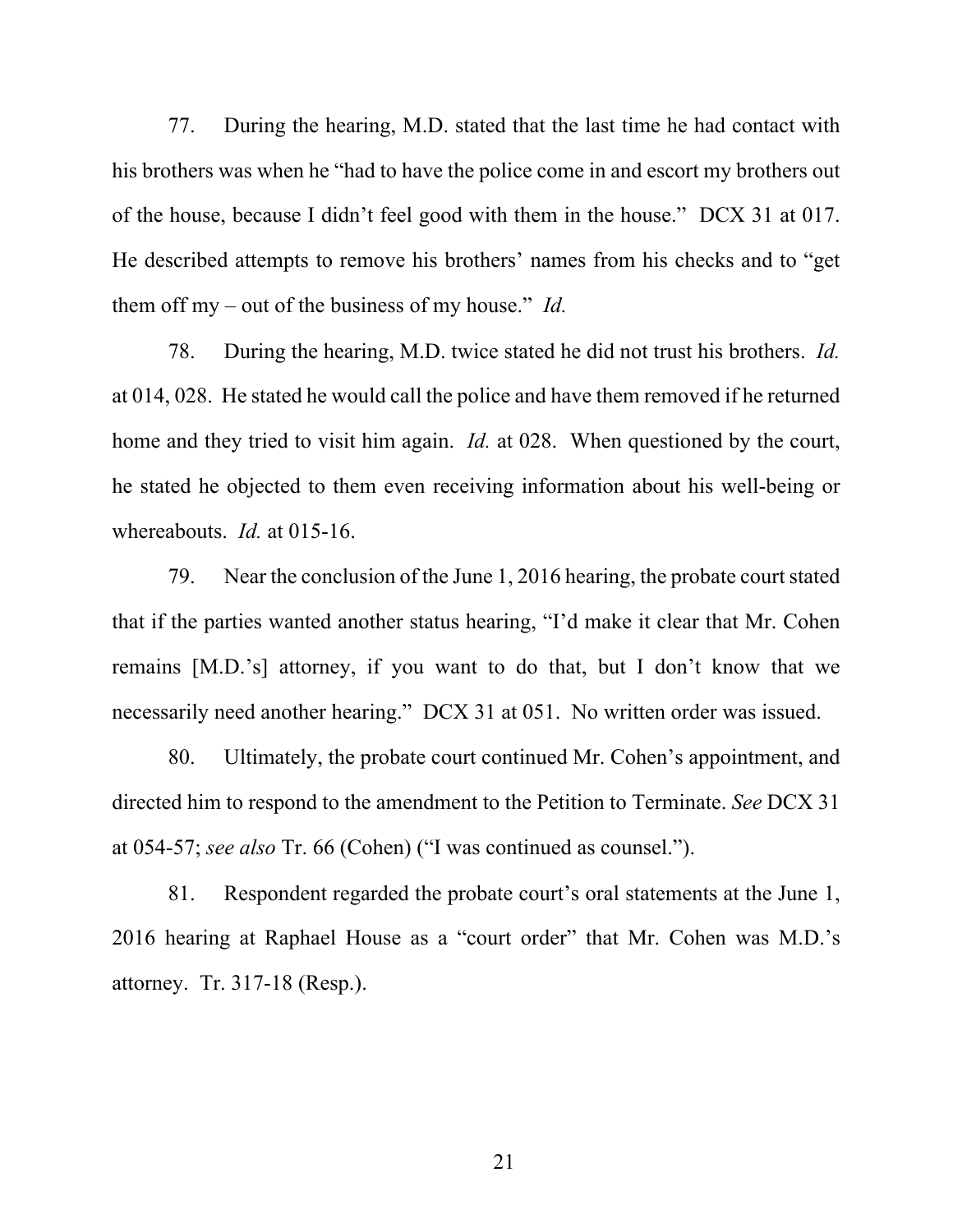77. During the hearing, M.D. stated that the last time he had contact with his brothers was when he "had to have the police come in and escort my brothers out of the house, because I didn't feel good with them in the house." DCX 31 at 017. He described attempts to remove his brothers' names from his checks and to "get them off my – out of the business of my house." *Id.*

78. During the hearing, M.D. twice stated he did not trust his brothers. *Id.* at 014, 028. He stated he would call the police and have them removed if he returned home and they tried to visit him again. *Id.* at 028. When questioned by the court, he stated he objected to them even receiving information about his well-being or whereabouts. *Id.* at 015-16.

79. Near the conclusion of the June 1, 2016 hearing, the probate court stated that if the parties wanted another status hearing, "I'd make it clear that Mr. Cohen remains [M.D.'s] attorney, if you want to do that, but I don't know that we necessarily need another hearing." DCX 31 at 051. No written order was issued.

80. Ultimately, the probate court continued Mr. Cohen's appointment, and directed him to respond to the amendment to the Petition to Terminate. *See* DCX 31 at 054-57; *see also* Tr. 66 (Cohen) ("I was continued as counsel.").

81. Respondent regarded the probate court's oral statements at the June 1, 2016 hearing at Raphael House as a "court order" that Mr. Cohen was M.D.'s attorney. Tr. 317-18 (Resp.).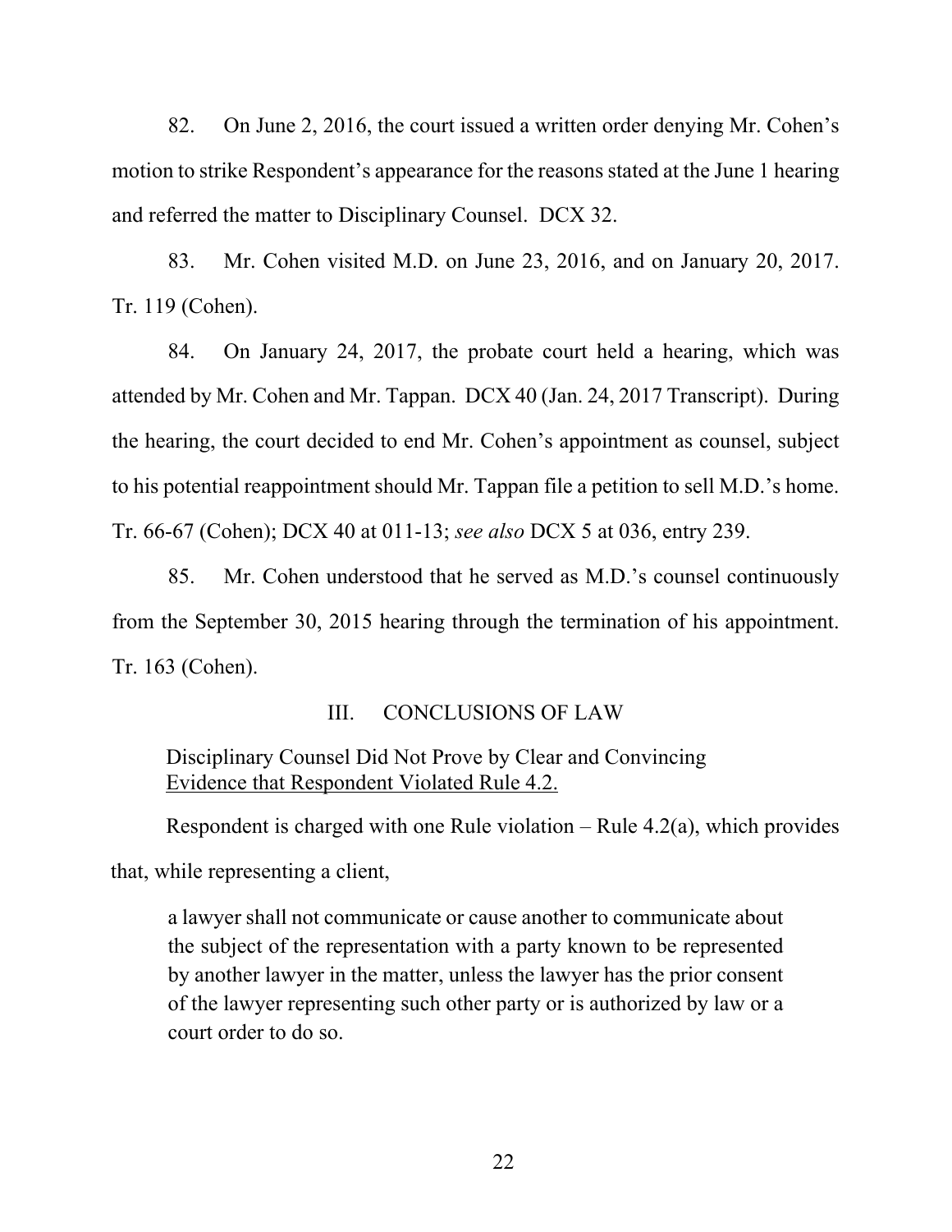82. On June 2, 2016, the court issued a written order denying Mr. Cohen's motion to strike Respondent's appearance for the reasons stated at the June 1 hearing and referred the matter to Disciplinary Counsel. DCX 32.

83. Mr. Cohen visited M.D. on June 23, 2016, and on January 20, 2017. Tr. 119 (Cohen).

84. On January 24, 2017, the probate court held a hearing, which was attended by Mr. Cohen and Mr. Tappan. DCX 40 (Jan. 24, 2017 Transcript). During the hearing, the court decided to end Mr. Cohen's appointment as counsel, subject to his potential reappointment should Mr. Tappan file a petition to sell M.D.'s home. Tr. 66-67 (Cohen); DCX 40 at 011-13; *see also* DCX 5 at 036, entry 239.

85. Mr. Cohen understood that he served as M.D.'s counsel continuously from the September 30, 2015 hearing through the termination of his appointment. Tr. 163 (Cohen).

## III. CONCLUSIONS OF LAW

Disciplinary Counsel Did Not Prove by Clear and Convincing Evidence that Respondent Violated Rule 4.2.

Respondent is charged with one Rule violation – Rule 4.2(a), which provides that, while representing a client,

> a lawyer shall not communicate or cause another to communicate about the subject of the representation with a party known to be represented by another lawyer in the matter, unless the lawyer has the prior consent of the lawyer representing such other party or is authorized by law or a court order to do so.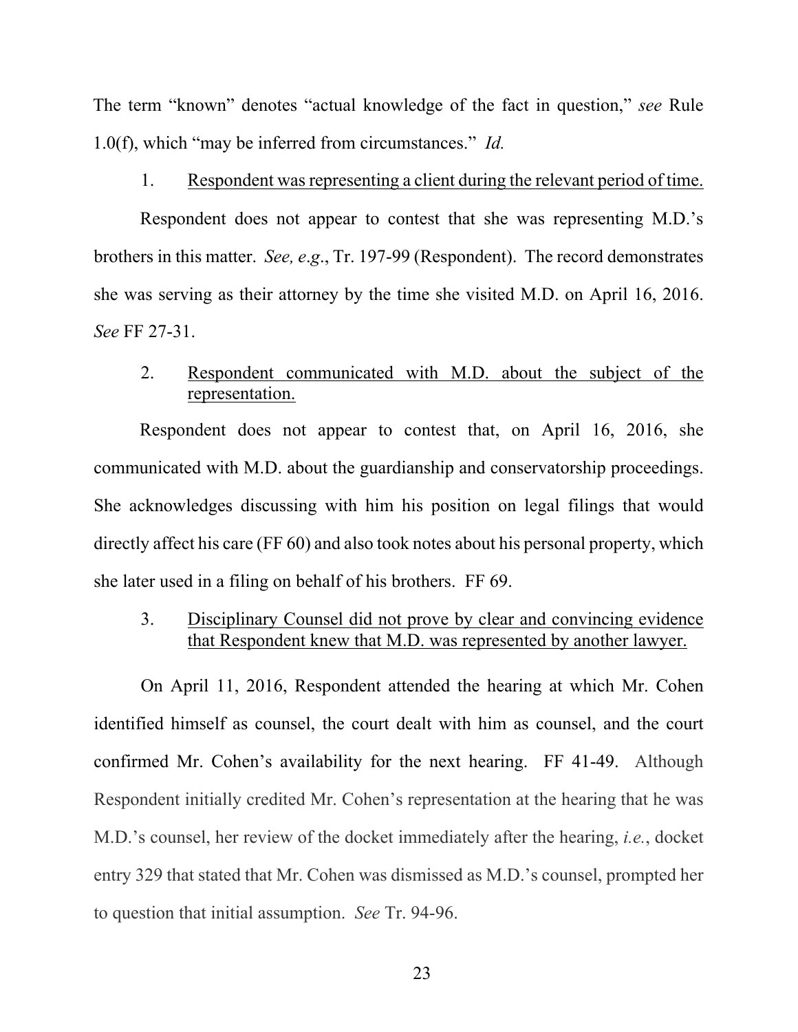The term "known" denotes "actual knowledge of the fact in question," *see* Rule 1.0(f), which "may be inferred from circumstances." *Id.*

1. <u>Respondent was representing a client during the relevant period of time.</u>

Respondent does not appear to contest that she was representing M.D.'s brothers in this matter. *See, e.g.*, Tr. 197-99 (Respondent). The record demonstrates she was serving as their attorney by the time she visited M.D. on April 16, 2016. *See* FF 27-31.

2. <u>Respondent communicated with M.D. about the subject of the representation.</u>

Respondent does not appear to contest that, on April 16, 2016, she communicated with M.D. about the guardianship and conservatorship proceedings. She acknowledges discussing with him his position on legal filings that would directly affect his care (FF 60) and also took notes about his personal property, which she later used in a filing on behalf of his brothers. FF 69.

3. <u>Disciplinary Counsel did not prove by clear and convincing evidence that Respondent knew that M.D. was represented by another lawyer.</u>

On April 11, 2016, Respondent attended the hearing at which Mr. Cohen identified himself as counsel, the court dealt with him as counsel, and the court confirmed Mr. Cohen's availability for the next hearing. FF 41-49. Although Respondent initially credited Mr. Cohen's representation at the hearing that he was M.D.'s counsel, her review of the docket immediately after the hearing, *i.e.*, docket entry 329 that stated that Mr. Cohen was dismissed as M.D.'s counsel, prompted her to question that initial assumption. *See* Tr. 94-96.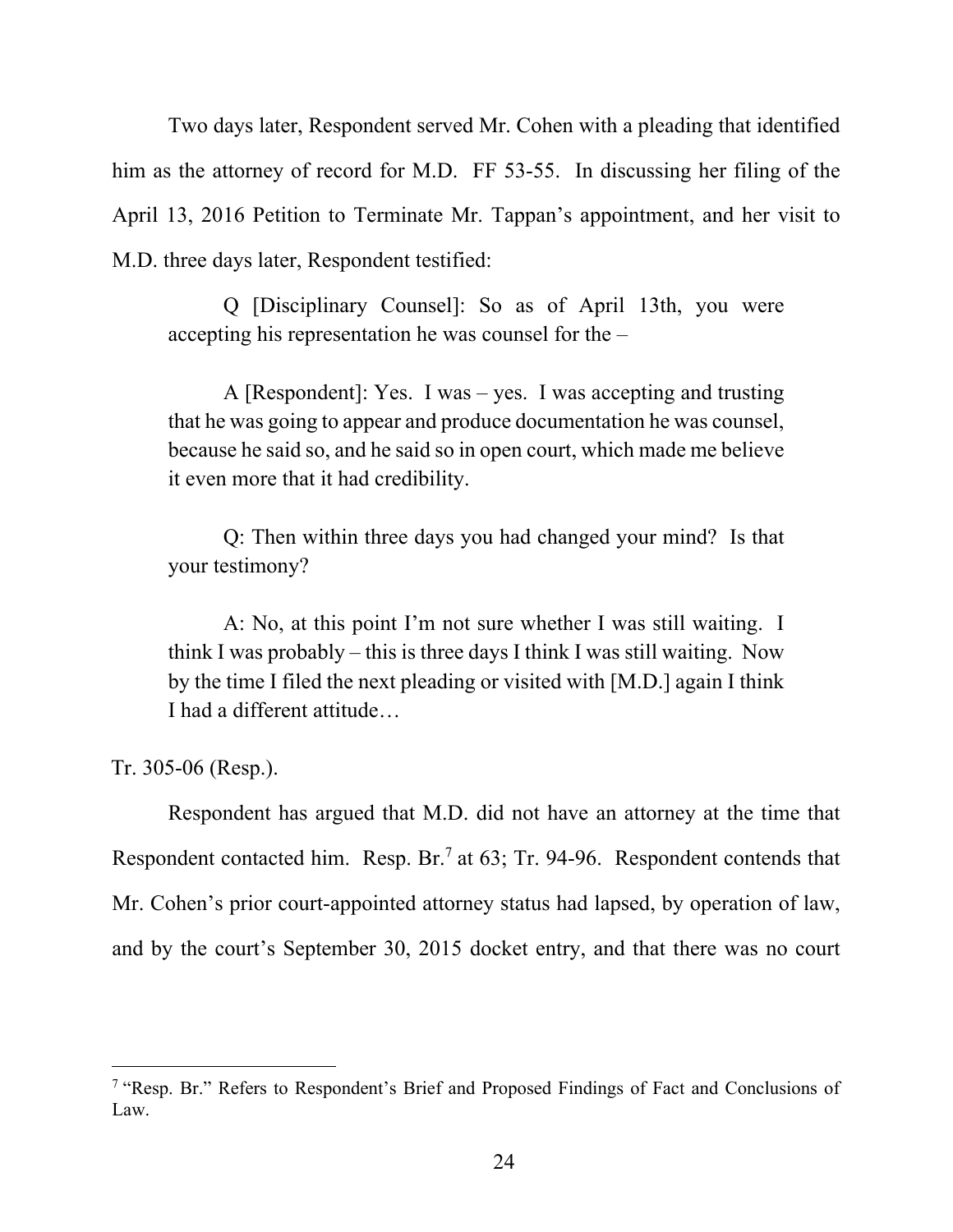Two days later, Respondent served Mr. Cohen with a pleading that identified him as the attorney of record for M.D. FF 53-55. In discussing her filing of the April 13, 2016 Petition to Terminate Mr. Tappan's appointment, and her visit to M.D. three days later, Respondent testified:

> Q [Disciplinary Counsel]: So as of April 13th, you were accepting his representation he was counsel for the –
>
> A [Respondent]: Yes. I was – yes. I was accepting and trusting that he was going to appear and produce documentation he was counsel, because he said so, and he said so in open court, which made me believe it even more that it had credibility.
>
> Q: Then within three days you had changed your mind? Is that your testimony?
>
> A: No, at this point I'm not sure whether I was still waiting. I think I was probably – this is three days I think I was still waiting. Now by the time I filed the next pleading or visited with [M.D.] again I think I had a different attitude…

Tr. 305-06 (Resp.).

Respondent has argued that M.D. did not have an attorney at the time that Respondent contacted him. Resp. Br.[7] at 63; Tr. 94-96. Respondent contends that Mr. Cohen's prior court-appointed attorney status had lapsed, by operation of law, and by the court's September 30, 2015 docket entry, and that there was no court

[7] "Resp. Br." Refers to Respondent's Brief and Proposed Findings of Fact and Conclusions of Law.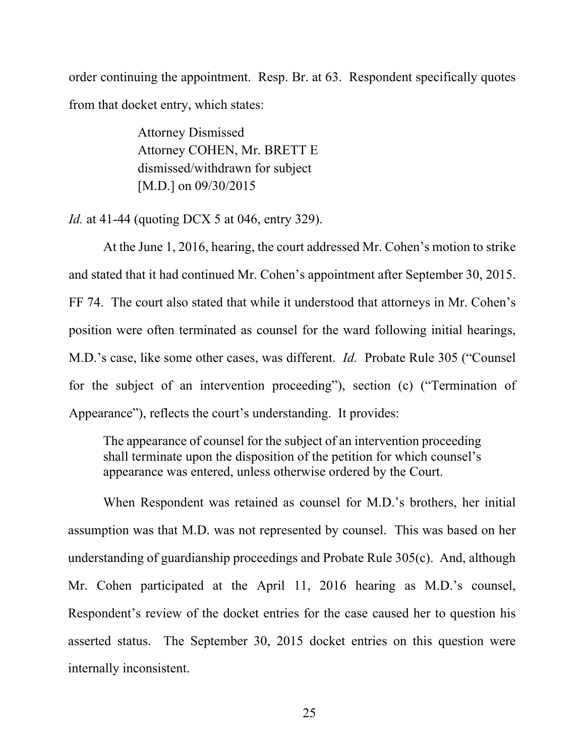order continuing the appointment. Resp. Br. at 63. Respondent specifically quotes from that docket entry, which states:

> Attorney Dismissed
> Attorney COHEN, Mr. BRETT E
> dismissed/withdrawn for subject
> [M.D.] on 09/30/2015

*Id.* at 41-44 (quoting DCX 5 at 046, entry 329).

At the June 1, 2016, hearing, the court addressed Mr. Cohen's motion to strike and stated that it had continued Mr. Cohen's appointment after September 30, 2015. FF 74. The court also stated that while it understood that attorneys in Mr. Cohen's position were often terminated as counsel for the ward following initial hearings, M.D.'s case, like some other cases, was different. *Id.* Probate Rule 305 ("Counsel for the subject of an intervention proceeding"), section (c) ("Termination of Appearance"), reflects the court's understanding. It provides:

> The appearance of counsel for the subject of an intervention proceeding shall terminate upon the disposition of the petition for which counsel's appearance was entered, unless otherwise ordered by the Court.

When Respondent was retained as counsel for M.D.'s brothers, her initial assumption was that M.D. was not represented by counsel. This was based on her understanding of guardianship proceedings and Probate Rule 305(c). And, although Mr. Cohen participated at the April 11, 2016 hearing as M.D.'s counsel, Respondent's review of the docket entries for the case caused her to question his asserted status. The September 30, 2015 docket entries on this question were internally inconsistent.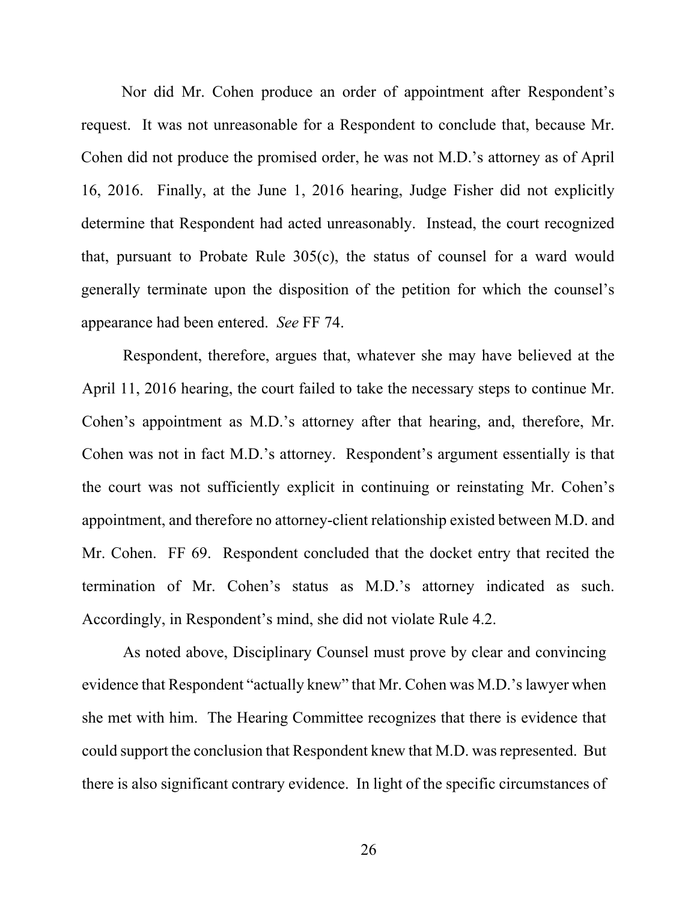Nor did Mr. Cohen produce an order of appointment after Respondent's request. It was not unreasonable for a Respondent to conclude that, because Mr. Cohen did not produce the promised order, he was not M.D.'s attorney as of April 16, 2016. Finally, at the June 1, 2016 hearing, Judge Fisher did not explicitly determine that Respondent had acted unreasonably. Instead, the court recognized that, pursuant to Probate Rule 305(c), the status of counsel for a ward would generally terminate upon the disposition of the petition for which the counsel's appearance had been entered. *See* FF 74.

Respondent, therefore, argues that, whatever she may have believed at the April 11, 2016 hearing, the court failed to take the necessary steps to continue Mr. Cohen's appointment as M.D.'s attorney after that hearing, and, therefore, Mr. Cohen was not in fact M.D.'s attorney. Respondent's argument essentially is that the court was not sufficiently explicit in continuing or reinstating Mr. Cohen's appointment, and therefore no attorney-client relationship existed between M.D. and Mr. Cohen. FF 69. Respondent concluded that the docket entry that recited the termination of Mr. Cohen's status as M.D.'s attorney indicated as such. Accordingly, in Respondent's mind, she did not violate Rule 4.2.

As noted above, Disciplinary Counsel must prove by clear and convincing evidence that Respondent "actually knew" that Mr. Cohen was M.D.'s lawyer when she met with him. The Hearing Committee recognizes that there is evidence that could support the conclusion that Respondent knew that M.D. was represented. But there is also significant contrary evidence. In light of the specific circumstances of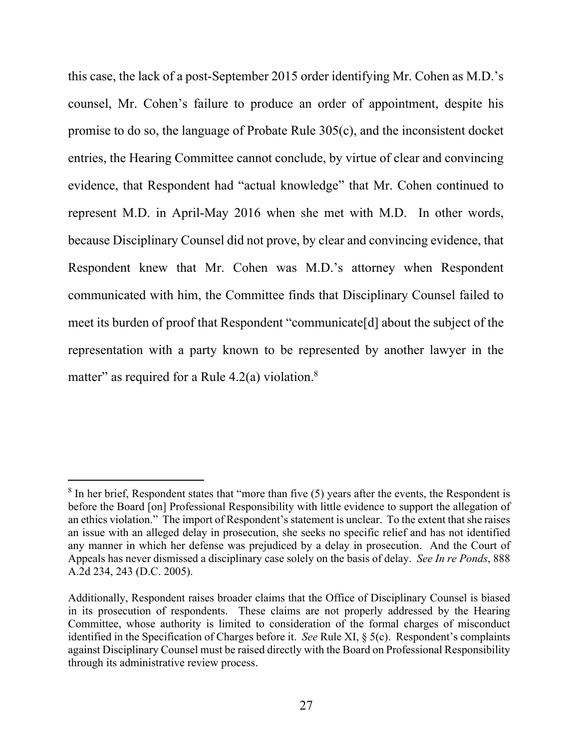this case, the lack of a post-September 2015 order identifying Mr. Cohen as M.D.'s counsel, Mr. Cohen's failure to produce an order of appointment, despite his promise to do so, the language of Probate Rule 305(c), and the inconsistent docket entries, the Hearing Committee cannot conclude, by virtue of clear and convincing evidence, that Respondent had "actual knowledge" that Mr. Cohen continued to represent M.D. in April-May 2016 when she met with M.D. In other words, because Disciplinary Counsel did not prove, by clear and convincing evidence, that Respondent knew that Mr. Cohen was M.D.'s attorney when Respondent communicated with him, the Committee finds that Disciplinary Counsel failed to meet its burden of proof that Respondent "communicate[d] about the subject of the representation with a party known to be represented by another lawyer in the matter" as required for a Rule 4.2(a) violation.[8]

---

[8] In her brief, Respondent states that "more than five (5) years after the events, the Respondent is before the Board [on] Professional Responsibility with little evidence to support the allegation of an ethics violation." The import of Respondent's statement is unclear. To the extent that she raises an issue with an alleged delay in prosecution, she seeks no specific relief and has not identified any manner in which her defense was prejudiced by a delay in prosecution. And the Court of Appeals has never dismissed a disciplinary case solely on the basis of delay. *See In re Ponds*, 888 A.2d 234, 243 (D.C. 2005).

Additionally, Respondent raises broader claims that the Office of Disciplinary Counsel is biased in its prosecution of respondents. These claims are not properly addressed by the Hearing Committee, whose authority is limited to consideration of the formal charges of misconduct identified in the Specification of Charges before it. *See* Rule XI, § 5(c). Respondent's complaints against Disciplinary Counsel must be raised directly with the Board on Professional Responsibility through its administrative review process.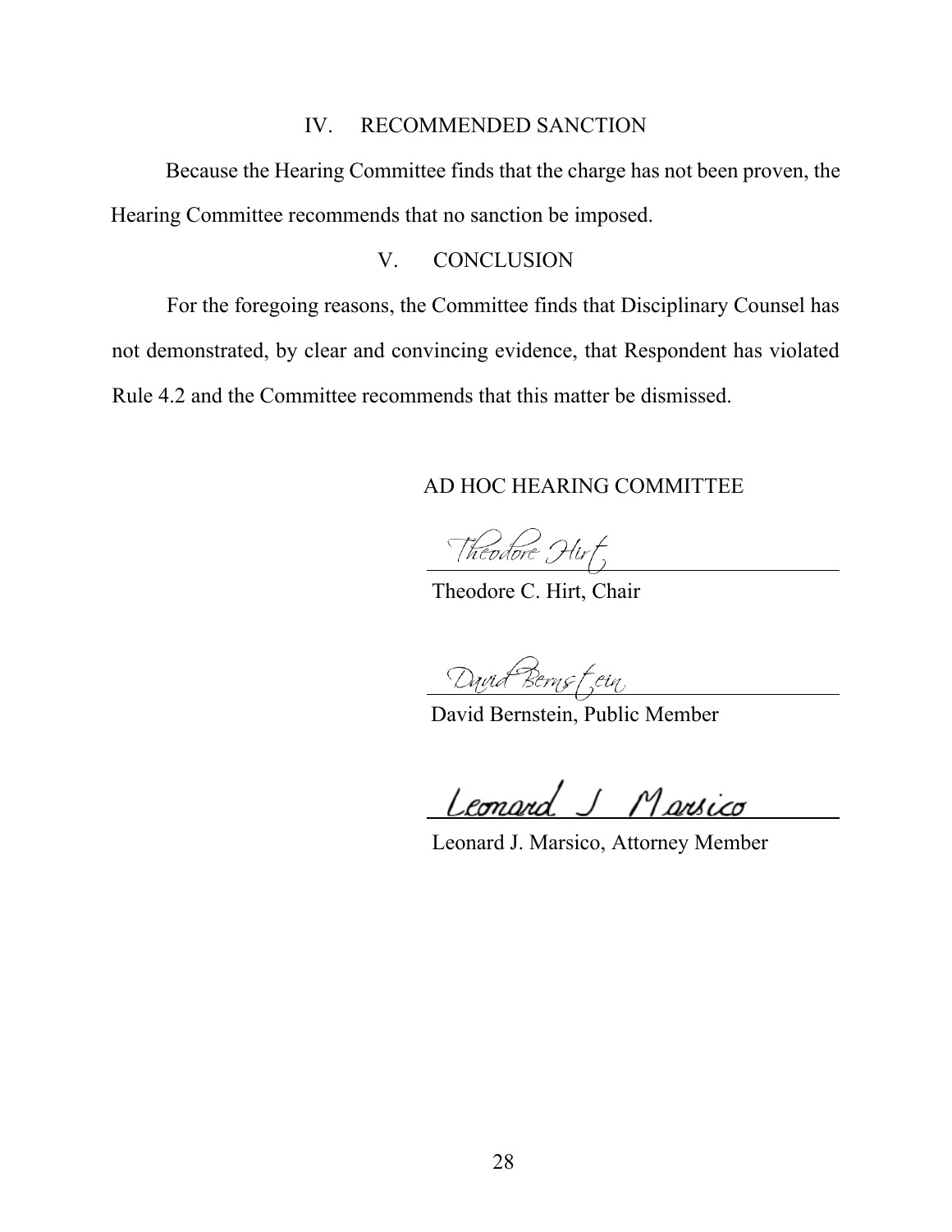## IV. RECOMMENDED SANCTION

Because the Hearing Committee finds that the charge has not been proven, the Hearing Committee recommends that no sanction be imposed.

## V. CONCLUSION

For the foregoing reasons, the Committee finds that Disciplinary Counsel has not demonstrated, by clear and convincing evidence, that Respondent has violated Rule 4.2 and the Committee recommends that this matter be dismissed.

AD HOC HEARING COMMITTEE

Theodore Hirt
Theodore C. Hirt, Chair

David Bernstein
David Bernstein, Public Member

Leonard J Marsico
Leonard J. Marsico, Attorney Member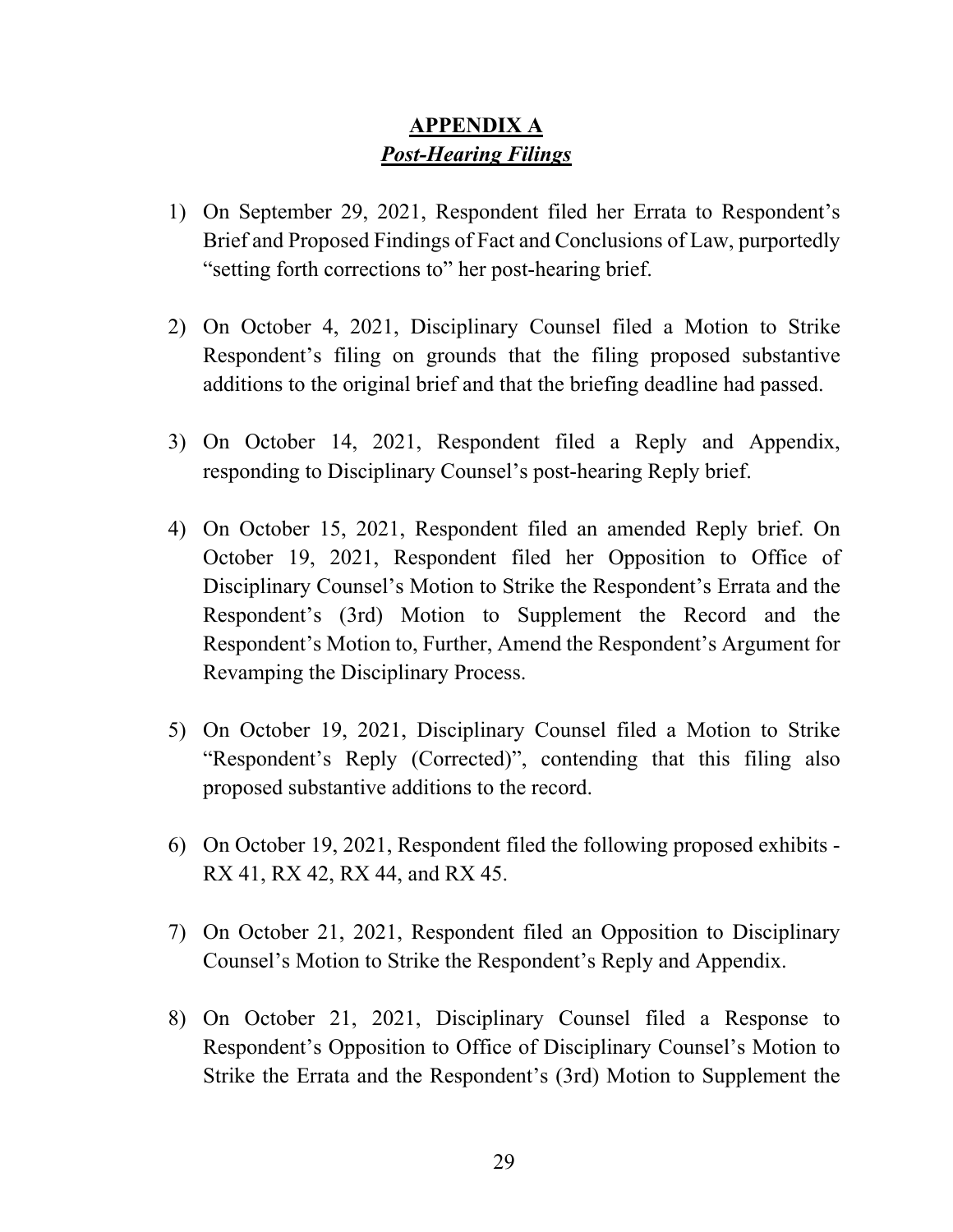## APPENDIX A

## *Post-Hearing Filings*

1) On September 29, 2021, Respondent filed her Errata to Respondent's Brief and Proposed Findings of Fact and Conclusions of Law, purportedly "setting forth corrections to" her post-hearing brief.

2) On October 4, 2021, Disciplinary Counsel filed a Motion to Strike Respondent's filing on grounds that the filing proposed substantive additions to the original brief and that the briefing deadline had passed.

3) On October 14, 2021, Respondent filed a Reply and Appendix, responding to Disciplinary Counsel's post-hearing Reply brief.

4) On October 15, 2021, Respondent filed an amended Reply brief. On October 19, 2021, Respondent filed her Opposition to Office of Disciplinary Counsel's Motion to Strike the Respondent's Errata and the Respondent's (3rd) Motion to Supplement the Record and the Respondent's Motion to, Further, Amend the Respondent's Argument for Revamping the Disciplinary Process.

5) On October 19, 2021, Disciplinary Counsel filed a Motion to Strike "Respondent's Reply (Corrected)", contending that this filing also proposed substantive additions to the record.

6) On October 19, 2021, Respondent filed the following proposed exhibits - RX 41, RX 42, RX 44, and RX 45.

7) On October 21, 2021, Respondent filed an Opposition to Disciplinary Counsel's Motion to Strike the Respondent's Reply and Appendix.

8) On October 21, 2021, Disciplinary Counsel filed a Response to Respondent's Opposition to Office of Disciplinary Counsel's Motion to Strike the Errata and the Respondent's (3rd) Motion to Supplement the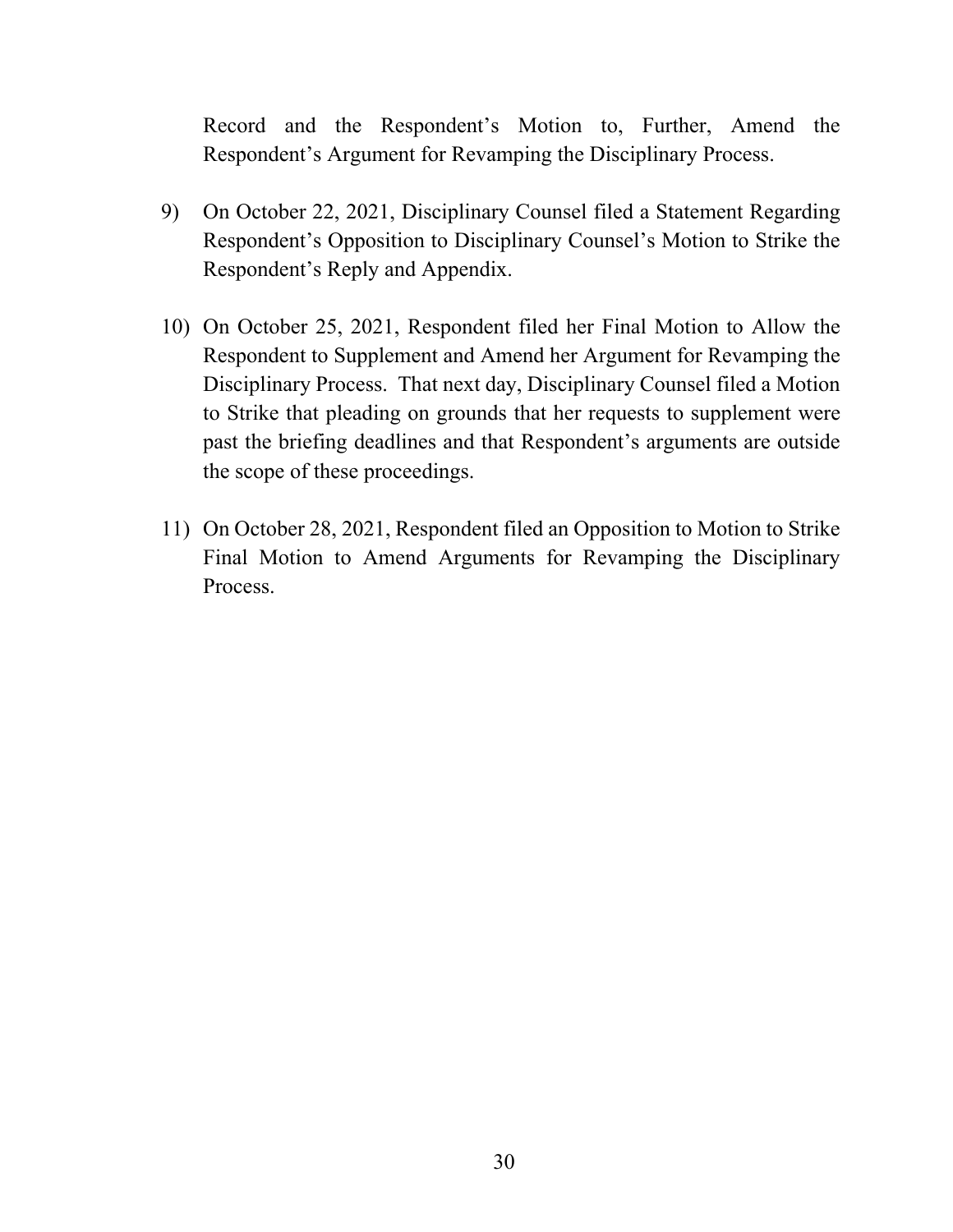Record and the Respondent's Motion to, Further, Amend the Respondent's Argument for Revamping the Disciplinary Process.

9) On October 22, 2021, Disciplinary Counsel filed a Statement Regarding Respondent's Opposition to Disciplinary Counsel's Motion to Strike the Respondent's Reply and Appendix.

10) On October 25, 2021, Respondent filed her Final Motion to Allow the Respondent to Supplement and Amend her Argument for Revamping the Disciplinary Process. That next day, Disciplinary Counsel filed a Motion to Strike that pleading on grounds that her requests to supplement were past the briefing deadlines and that Respondent's arguments are outside the scope of these proceedings.

11) On October 28, 2021, Respondent filed an Opposition to Motion to Strike Final Motion to Amend Arguments for Revamping the Disciplinary Process.